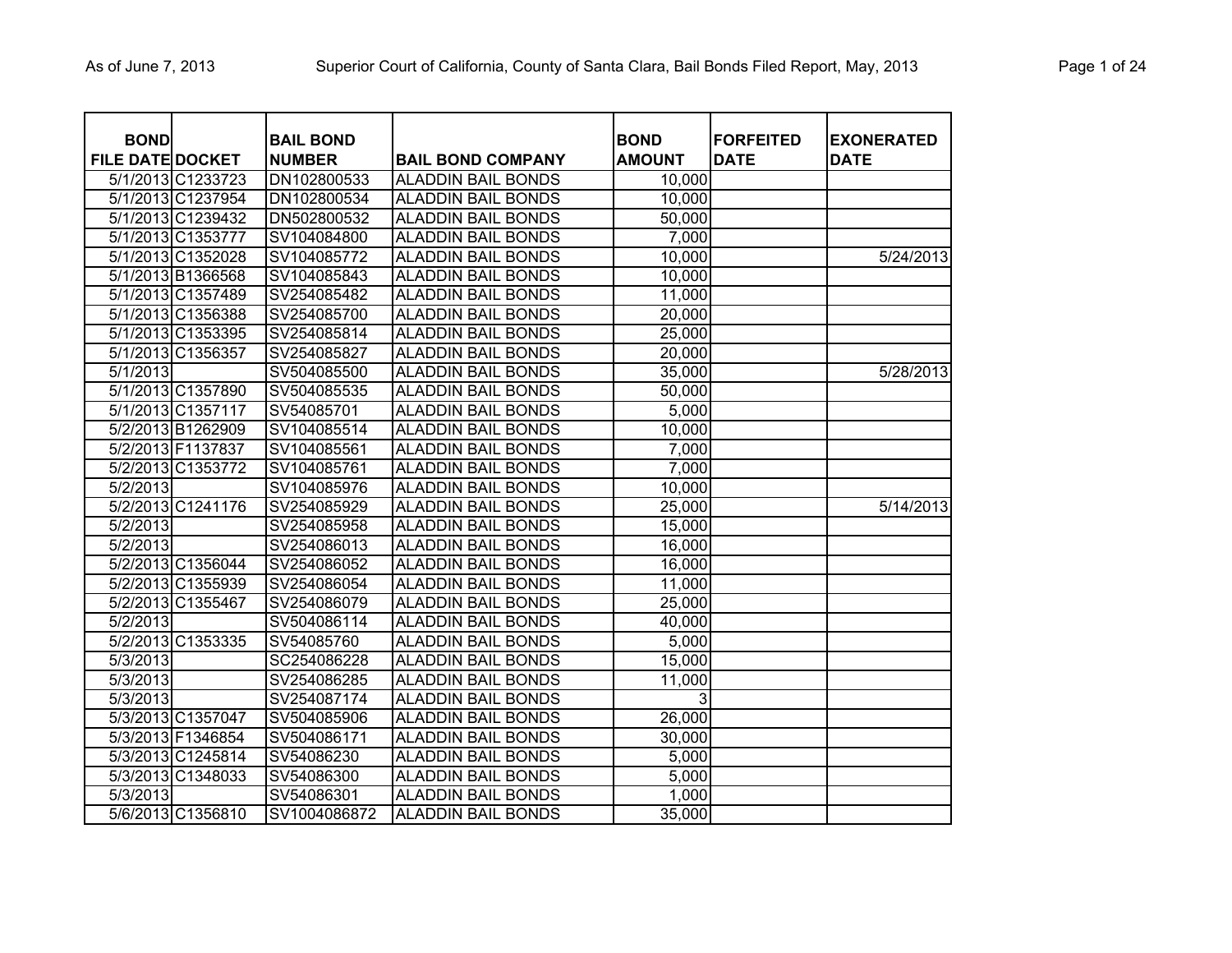| BOND FILE DATE | DOCKET | BAIL BOND NUMBER | BAIL BOND COMPANY | BOND AMOUNT | FORFEITED DATE | EXONERATED DATE |
|---|---|---|---|---|---|---|
| 5/1/2013 | C1233723 | DN102800533 | ALADDIN BAIL BONDS | 10,000 | | |
| 5/1/2013 | C1237954 | DN102800534 | ALADDIN BAIL BONDS | 10,000 | | |
| 5/1/2013 | C1239432 | DN502800532 | ALADDIN BAIL BONDS | 50,000 | | |
| 5/1/2013 | C1353777 | SV104084800 | ALADDIN BAIL BONDS | 7,000 | | |
| 5/1/2013 | C1352028 | SV104085772 | ALADDIN BAIL BONDS | 10,000 | | 5/24/2013 |
| 5/1/2013 | B1366568 | SV104085843 | ALADDIN BAIL BONDS | 10,000 | | |
| 5/1/2013 | C1357489 | SV254085482 | ALADDIN BAIL BONDS | 11,000 | | |
| 5/1/2013 | C1356388 | SV254085700 | ALADDIN BAIL BONDS | 20,000 | | |
| 5/1/2013 | C1353395 | SV254085814 | ALADDIN BAIL BONDS | 25,000 | | |
| 5/1/2013 | C1356357 | SV254085827 | ALADDIN BAIL BONDS | 20,000 | | |
| 5/1/2013 | | SV504085500 | ALADDIN BAIL BONDS | 35,000 | | 5/28/2013 |
| 5/1/2013 | C1357890 | SV504085535 | ALADDIN BAIL BONDS | 50,000 | | |
| 5/1/2013 | C1357117 | SV54085701 | ALADDIN BAIL BONDS | 5,000 | | |
| 5/2/2013 | B1262909 | SV104085514 | ALADDIN BAIL BONDS | 10,000 | | |
| 5/2/2013 | F1137837 | SV104085561 | ALADDIN BAIL BONDS | 7,000 | | |
| 5/2/2013 | C1353772 | SV104085761 | ALADDIN BAIL BONDS | 7,000 | | |
| 5/2/2013 | | SV104085976 | ALADDIN BAIL BONDS | 10,000 | | |
| 5/2/2013 | C1241176 | SV254085929 | ALADDIN BAIL BONDS | 25,000 | | 5/14/2013 |
| 5/2/2013 | | SV254085958 | ALADDIN BAIL BONDS | 15,000 | | |
| 5/2/2013 | | SV254086013 | ALADDIN BAIL BONDS | 16,000 | | |
| 5/2/2013 | C1356044 | SV254086052 | ALADDIN BAIL BONDS | 16,000 | | |
| 5/2/2013 | C1355939 | SV254086054 | ALADDIN BAIL BONDS | 11,000 | | |
| 5/2/2013 | C1355467 | SV254086079 | ALADDIN BAIL BONDS | 25,000 | | |
| 5/2/2013 | | SV504086114 | ALADDIN BAIL BONDS | 40,000 | | |
| 5/2/2013 | C1353335 | SV54085760 | ALADDIN BAIL BONDS | 5,000 | | |
| 5/3/2013 | | SC254086228 | ALADDIN BAIL BONDS | 15,000 | | |
| 5/3/2013 | | SV254086285 | ALADDIN BAIL BONDS | 11,000 | | |
| 5/3/2013 | | SV254087174 | ALADDIN BAIL BONDS | 3 | | |
| 5/3/2013 | C1357047 | SV504085906 | ALADDIN BAIL BONDS | 26,000 | | |
| 5/3/2013 | F1346854 | SV504086171 | ALADDIN BAIL BONDS | 30,000 | | |
| 5/3/2013 | C1245814 | SV54086230 | ALADDIN BAIL BONDS | 5,000 | | |
| 5/3/2013 | C1348033 | SV54086300 | ALADDIN BAIL BONDS | 5,000 | | |
| 5/3/2013 | | SV54086301 | ALADDIN BAIL BONDS | 1,000 | | |
| 5/6/2013 | C1356810 | SV1004086872 | ALADDIN BAIL BONDS | 35,000 | | |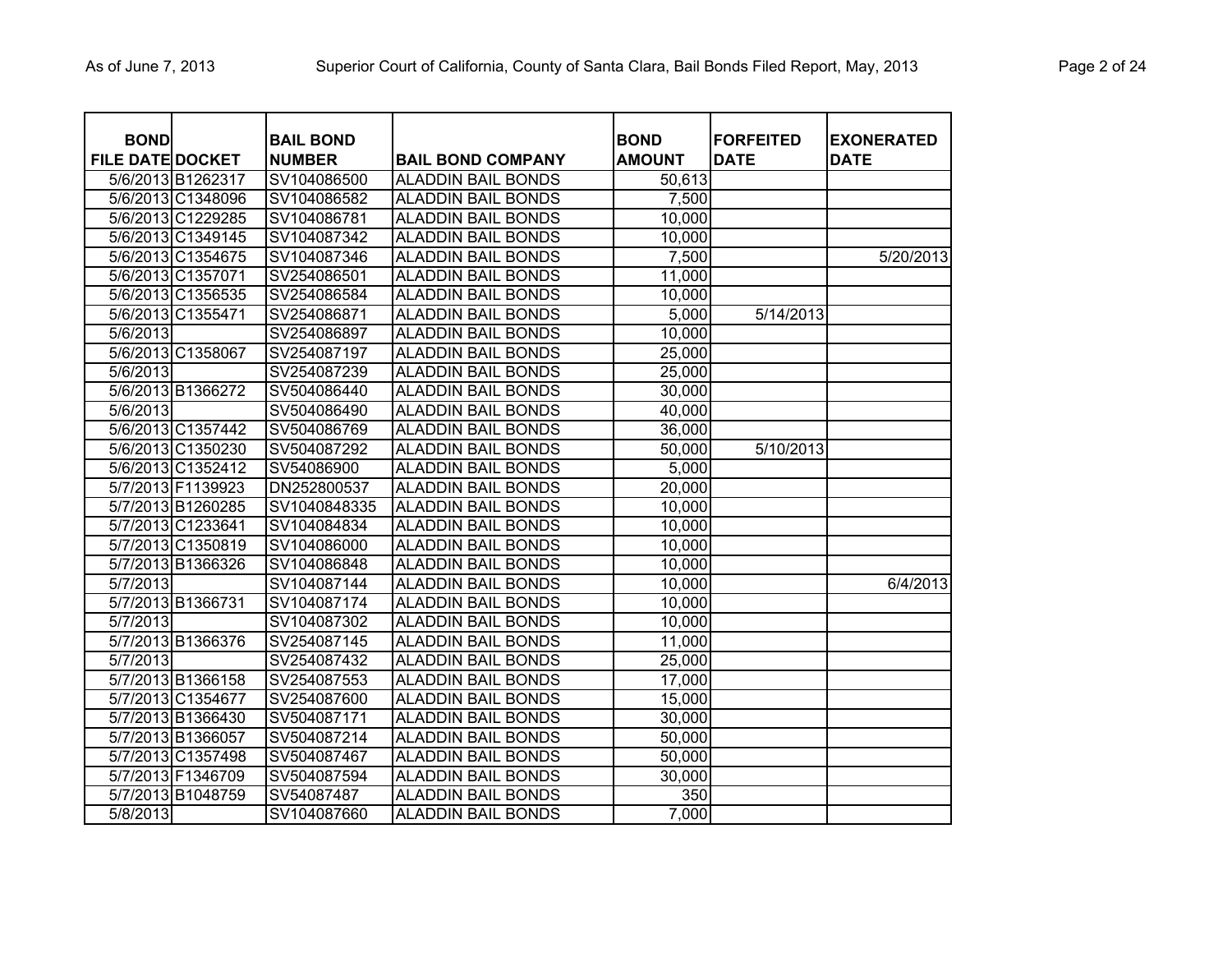| BOND FILE DATE | DOCKET | BAIL BOND NUMBER | BAIL BOND COMPANY | BOND AMOUNT | FORFEITED DATE | EXONERATED DATE |
|---|---|---|---|---|---|---|
| 5/6/2013 | B1262317 | SV104086500 | ALADDIN BAIL BONDS | 50,613 | | |
| 5/6/2013 | C1348096 | SV104086582 | ALADDIN BAIL BONDS | 7,500 | | |
| 5/6/2013 | C1229285 | SV104086781 | ALADDIN BAIL BONDS | 10,000 | | |
| 5/6/2013 | C1349145 | SV104087342 | ALADDIN BAIL BONDS | 10,000 | | |
| 5/6/2013 | C1354675 | SV104087346 | ALADDIN BAIL BONDS | 7,500 | | 5/20/2013 |
| 5/6/2013 | C1357071 | SV254086501 | ALADDIN BAIL BONDS | 11,000 | | |
| 5/6/2013 | C1356535 | SV254086584 | ALADDIN BAIL BONDS | 10,000 | | |
| 5/6/2013 | C1355471 | SV254086871 | ALADDIN BAIL BONDS | 5,000 | 5/14/2013 | |
| 5/6/2013 | | SV254086897 | ALADDIN BAIL BONDS | 10,000 | | |
| 5/6/2013 | C1358067 | SV254087197 | ALADDIN BAIL BONDS | 25,000 | | |
| 5/6/2013 | | SV254087239 | ALADDIN BAIL BONDS | 25,000 | | |
| 5/6/2013 | B1366272 | SV504086440 | ALADDIN BAIL BONDS | 30,000 | | |
| 5/6/2013 | | SV504086490 | ALADDIN BAIL BONDS | 40,000 | | |
| 5/6/2013 | C1357442 | SV504086769 | ALADDIN BAIL BONDS | 36,000 | | |
| 5/6/2013 | C1350230 | SV504087292 | ALADDIN BAIL BONDS | 50,000 | 5/10/2013 | |
| 5/6/2013 | C1352412 | SV54086900 | ALADDIN BAIL BONDS | 5,000 | | |
| 5/7/2013 | F1139923 | DN252800537 | ALADDIN BAIL BONDS | 20,000 | | |
| 5/7/2013 | B1260285 | SV1040848335 | ALADDIN BAIL BONDS | 10,000 | | |
| 5/7/2013 | C1233641 | SV104084834 | ALADDIN BAIL BONDS | 10,000 | | |
| 5/7/2013 | C1350819 | SV104086000 | ALADDIN BAIL BONDS | 10,000 | | |
| 5/7/2013 | B1366326 | SV104086848 | ALADDIN BAIL BONDS | 10,000 | | |
| 5/7/2013 | | SV104087144 | ALADDIN BAIL BONDS | 10,000 | | 6/4/2013 |
| 5/7/2013 | B1366731 | SV104087174 | ALADDIN BAIL BONDS | 10,000 | | |
| 5/7/2013 | | SV104087302 | ALADDIN BAIL BONDS | 10,000 | | |
| 5/7/2013 | B1366376 | SV254087145 | ALADDIN BAIL BONDS | 11,000 | | |
| 5/7/2013 | | SV254087432 | ALADDIN BAIL BONDS | 25,000 | | |
| 5/7/2013 | B1366158 | SV254087553 | ALADDIN BAIL BONDS | 17,000 | | |
| 5/7/2013 | C1354677 | SV254087600 | ALADDIN BAIL BONDS | 15,000 | | |
| 5/7/2013 | B1366430 | SV504087171 | ALADDIN BAIL BONDS | 30,000 | | |
| 5/7/2013 | B1366057 | SV504087214 | ALADDIN BAIL BONDS | 50,000 | | |
| 5/7/2013 | C1357498 | SV504087467 | ALADDIN BAIL BONDS | 50,000 | | |
| 5/7/2013 | F1346709 | SV504087594 | ALADDIN BAIL BONDS | 30,000 | | |
| 5/7/2013 | B1048759 | SV54087487 | ALADDIN BAIL BONDS | 350 | | |
| 5/8/2013 | | SV104087660 | ALADDIN BAIL BONDS | 7,000 | | |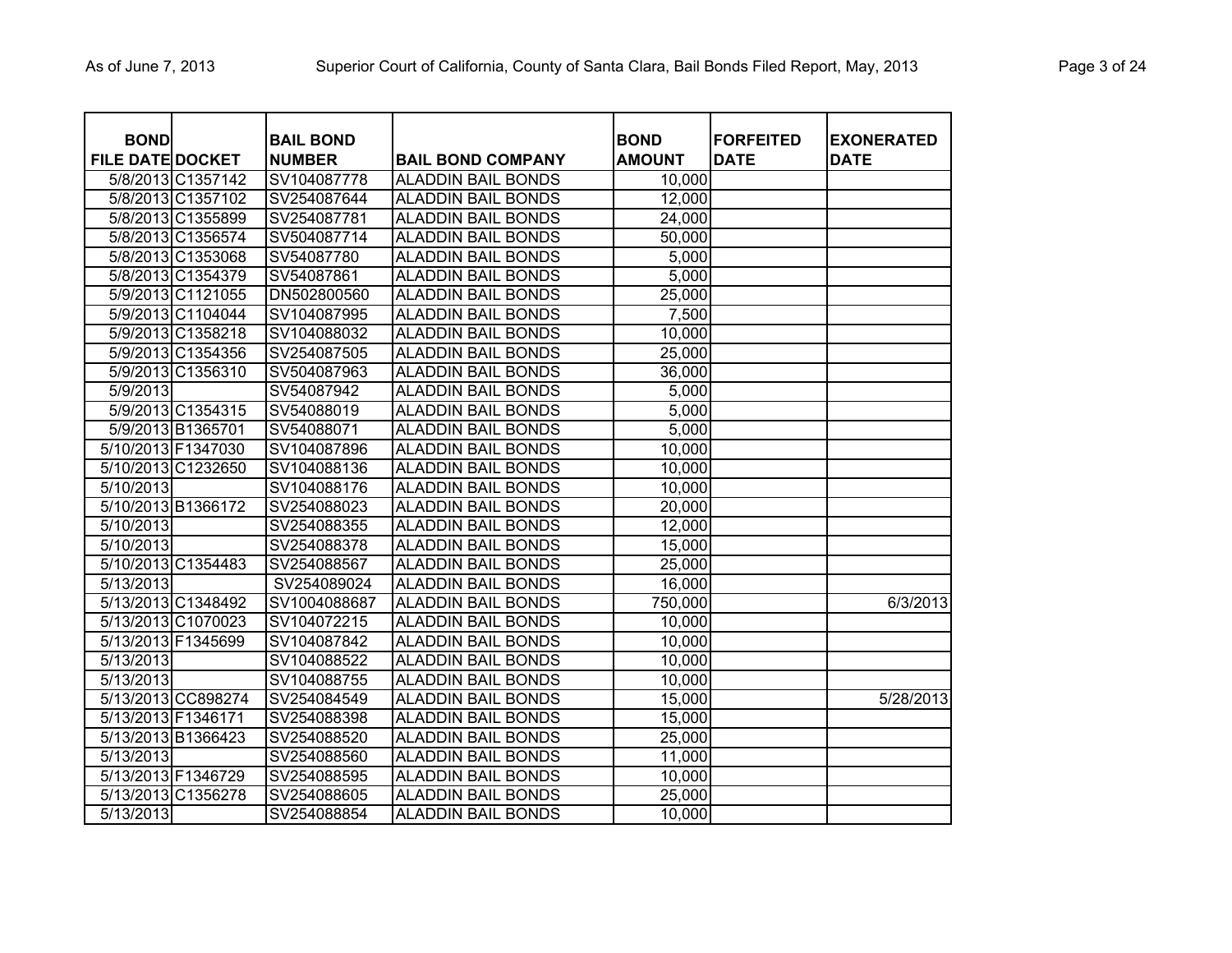| BOND FILE DATE | DOCKET | BAIL BOND NUMBER | BAIL BOND COMPANY | BOND AMOUNT | FORFEITED DATE | EXONERATED DATE |
|---|---|---|---|---|---|---|
| 5/8/2013 | C1357142 | SV104087778 | ALADDIN BAIL BONDS | 10,000 | | |
| 5/8/2013 | C1357102 | SV254087644 | ALADDIN BAIL BONDS | 12,000 | | |
| 5/8/2013 | C1355899 | SV254087781 | ALADDIN BAIL BONDS | 24,000 | | |
| 5/8/2013 | C1356574 | SV504087714 | ALADDIN BAIL BONDS | 50,000 | | |
| 5/8/2013 | C1353068 | SV54087780 | ALADDIN BAIL BONDS | 5,000 | | |
| 5/8/2013 | C1354379 | SV54087861 | ALADDIN BAIL BONDS | 5,000 | | |
| 5/9/2013 | C1121055 | DN502800560 | ALADDIN BAIL BONDS | 25,000 | | |
| 5/9/2013 | C1104044 | SV104087995 | ALADDIN BAIL BONDS | 7,500 | | |
| 5/9/2013 | C1358218 | SV104088032 | ALADDIN BAIL BONDS | 10,000 | | |
| 5/9/2013 | C1354356 | SV254087505 | ALADDIN BAIL BONDS | 25,000 | | |
| 5/9/2013 | C1356310 | SV504087963 | ALADDIN BAIL BONDS | 36,000 | | |
| 5/9/2013 | | SV54087942 | ALADDIN BAIL BONDS | 5,000 | | |
| 5/9/2013 | C1354315 | SV54088019 | ALADDIN BAIL BONDS | 5,000 | | |
| 5/9/2013 | B1365701 | SV54088071 | ALADDIN BAIL BONDS | 5,000 | | |
| 5/10/2013 | F1347030 | SV104087896 | ALADDIN BAIL BONDS | 10,000 | | |
| 5/10/2013 | C1232650 | SV104088136 | ALADDIN BAIL BONDS | 10,000 | | |
| 5/10/2013 | | SV104088176 | ALADDIN BAIL BONDS | 10,000 | | |
| 5/10/2013 | B1366172 | SV254088023 | ALADDIN BAIL BONDS | 20,000 | | |
| 5/10/2013 | | SV254088355 | ALADDIN BAIL BONDS | 12,000 | | |
| 5/10/2013 | | SV254088378 | ALADDIN BAIL BONDS | 15,000 | | |
| 5/10/2013 | C1354483 | SV254088567 | ALADDIN BAIL BONDS | 25,000 | | |
| 5/13/2013 | | SV254089024 | ALADDIN BAIL BONDS | 16,000 | | |
| 5/13/2013 | C1348492 | SV1004088687 | ALADDIN BAIL BONDS | 750,000 | | 6/3/2013 |
| 5/13/2013 | C1070023 | SV104072215 | ALADDIN BAIL BONDS | 10,000 | | |
| 5/13/2013 | F1345699 | SV104087842 | ALADDIN BAIL BONDS | 10,000 | | |
| 5/13/2013 | | SV104088522 | ALADDIN BAIL BONDS | 10,000 | | |
| 5/13/2013 | | SV104088755 | ALADDIN BAIL BONDS | 10,000 | | |
| 5/13/2013 | CC898274 | SV254084549 | ALADDIN BAIL BONDS | 15,000 | | 5/28/2013 |
| 5/13/2013 | F1346171 | SV254088398 | ALADDIN BAIL BONDS | 15,000 | | |
| 5/13/2013 | B1366423 | SV254088520 | ALADDIN BAIL BONDS | 25,000 | | |
| 5/13/2013 | | SV254088560 | ALADDIN BAIL BONDS | 11,000 | | |
| 5/13/2013 | F1346729 | SV254088595 | ALADDIN BAIL BONDS | 10,000 | | |
| 5/13/2013 | C1356278 | SV254088605 | ALADDIN BAIL BONDS | 25,000 | | |
| 5/13/2013 | | SV254088854 | ALADDIN BAIL BONDS | 10,000 | | |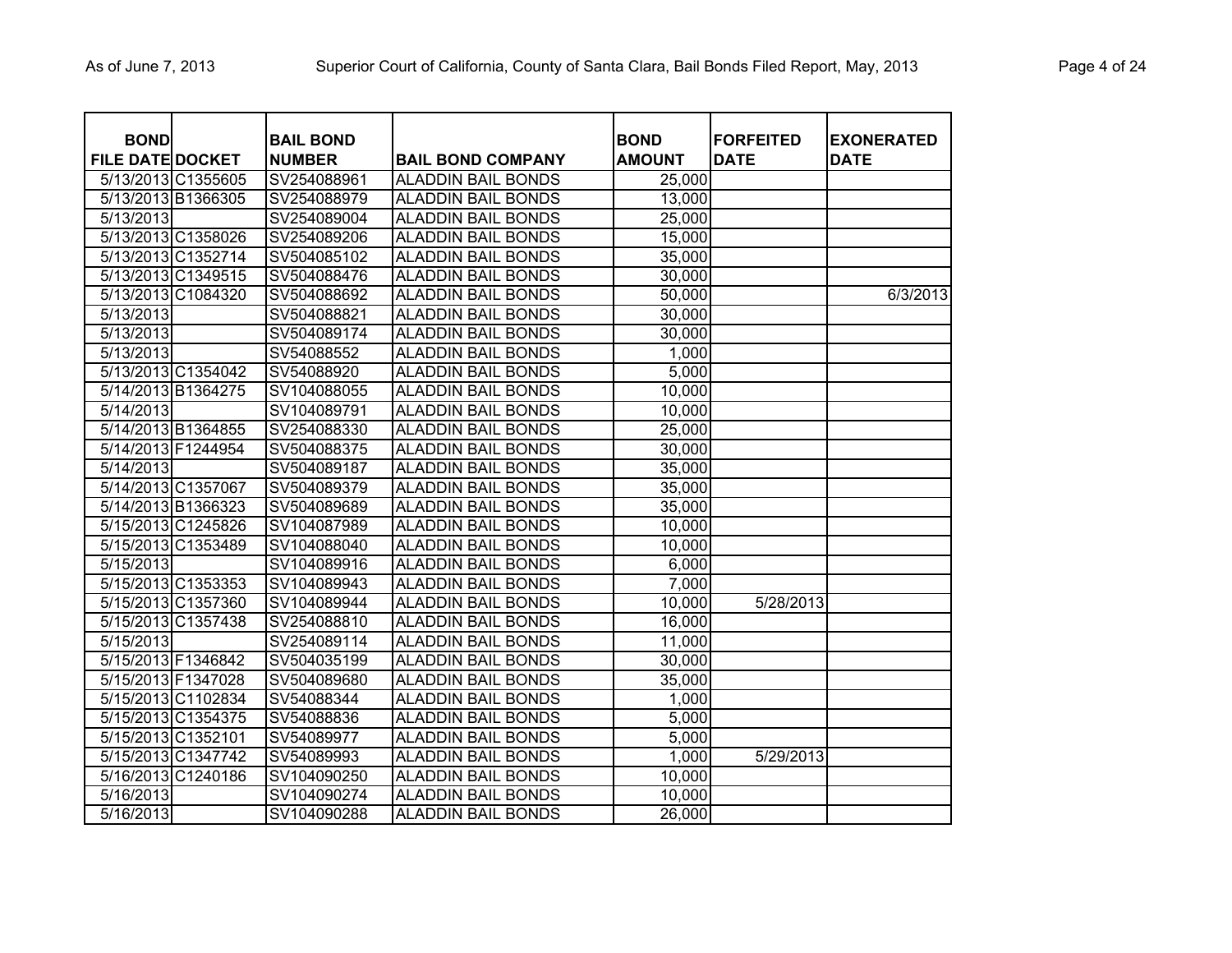| BOND FILE DATE | DOCKET | BAIL BOND NUMBER | BAIL BOND COMPANY | BOND AMOUNT | FORFEITED DATE | EXONERATED DATE |
|---|---|---|---|---|---|---|
| 5/13/2013 | C1355605 | SV254088961 | ALADDIN BAIL BONDS | 25,000 | | |
| 5/13/2013 | B1366305 | SV254088979 | ALADDIN BAIL BONDS | 13,000 | | |
| 5/13/2013 | | SV254089004 | ALADDIN BAIL BONDS | 25,000 | | |
| 5/13/2013 | C1358026 | SV254089206 | ALADDIN BAIL BONDS | 15,000 | | |
| 5/13/2013 | C1352714 | SV504085102 | ALADDIN BAIL BONDS | 35,000 | | |
| 5/13/2013 | C1349515 | SV504088476 | ALADDIN BAIL BONDS | 30,000 | | |
| 5/13/2013 | C1084320 | SV504088692 | ALADDIN BAIL BONDS | 50,000 | | 6/3/2013 |
| 5/13/2013 | | SV504088821 | ALADDIN BAIL BONDS | 30,000 | | |
| 5/13/2013 | | SV504089174 | ALADDIN BAIL BONDS | 30,000 | | |
| 5/13/2013 | | SV54088552 | ALADDIN BAIL BONDS | 1,000 | | |
| 5/13/2013 | C1354042 | SV54088920 | ALADDIN BAIL BONDS | 5,000 | | |
| 5/14/2013 | B1364275 | SV104088055 | ALADDIN BAIL BONDS | 10,000 | | |
| 5/14/2013 | | SV104089791 | ALADDIN BAIL BONDS | 10,000 | | |
| 5/14/2013 | B1364855 | SV254088330 | ALADDIN BAIL BONDS | 25,000 | | |
| 5/14/2013 | F1244954 | SV504088375 | ALADDIN BAIL BONDS | 30,000 | | |
| 5/14/2013 | | SV504089187 | ALADDIN BAIL BONDS | 35,000 | | |
| 5/14/2013 | C1357067 | SV504089379 | ALADDIN BAIL BONDS | 35,000 | | |
| 5/14/2013 | B1366323 | SV504089689 | ALADDIN BAIL BONDS | 35,000 | | |
| 5/15/2013 | C1245826 | SV104087989 | ALADDIN BAIL BONDS | 10,000 | | |
| 5/15/2013 | C1353489 | SV104088040 | ALADDIN BAIL BONDS | 10,000 | | |
| 5/15/2013 | | SV104089916 | ALADDIN BAIL BONDS | 6,000 | | |
| 5/15/2013 | C1353353 | SV104089943 | ALADDIN BAIL BONDS | 7,000 | | |
| 5/15/2013 | C1357360 | SV104089944 | ALADDIN BAIL BONDS | 10,000 | 5/28/2013 | |
| 5/15/2013 | C1357438 | SV254088810 | ALADDIN BAIL BONDS | 16,000 | | |
| 5/15/2013 | | SV254089114 | ALADDIN BAIL BONDS | 11,000 | | |
| 5/15/2013 | F1346842 | SV504035199 | ALADDIN BAIL BONDS | 30,000 | | |
| 5/15/2013 | F1347028 | SV504089680 | ALADDIN BAIL BONDS | 35,000 | | |
| 5/15/2013 | C1102834 | SV54088344 | ALADDIN BAIL BONDS | 1,000 | | |
| 5/15/2013 | C1354375 | SV54088836 | ALADDIN BAIL BONDS | 5,000 | | |
| 5/15/2013 | C1352101 | SV54089977 | ALADDIN BAIL BONDS | 5,000 | | |
| 5/15/2013 | C1347742 | SV54089993 | ALADDIN BAIL BONDS | 1,000 | 5/29/2013 | |
| 5/16/2013 | C1240186 | SV104090250 | ALADDIN BAIL BONDS | 10,000 | | |
| 5/16/2013 | | SV104090274 | ALADDIN BAIL BONDS | 10,000 | | |
| 5/16/2013 | | SV104090288 | ALADDIN BAIL BONDS | 26,000 | | |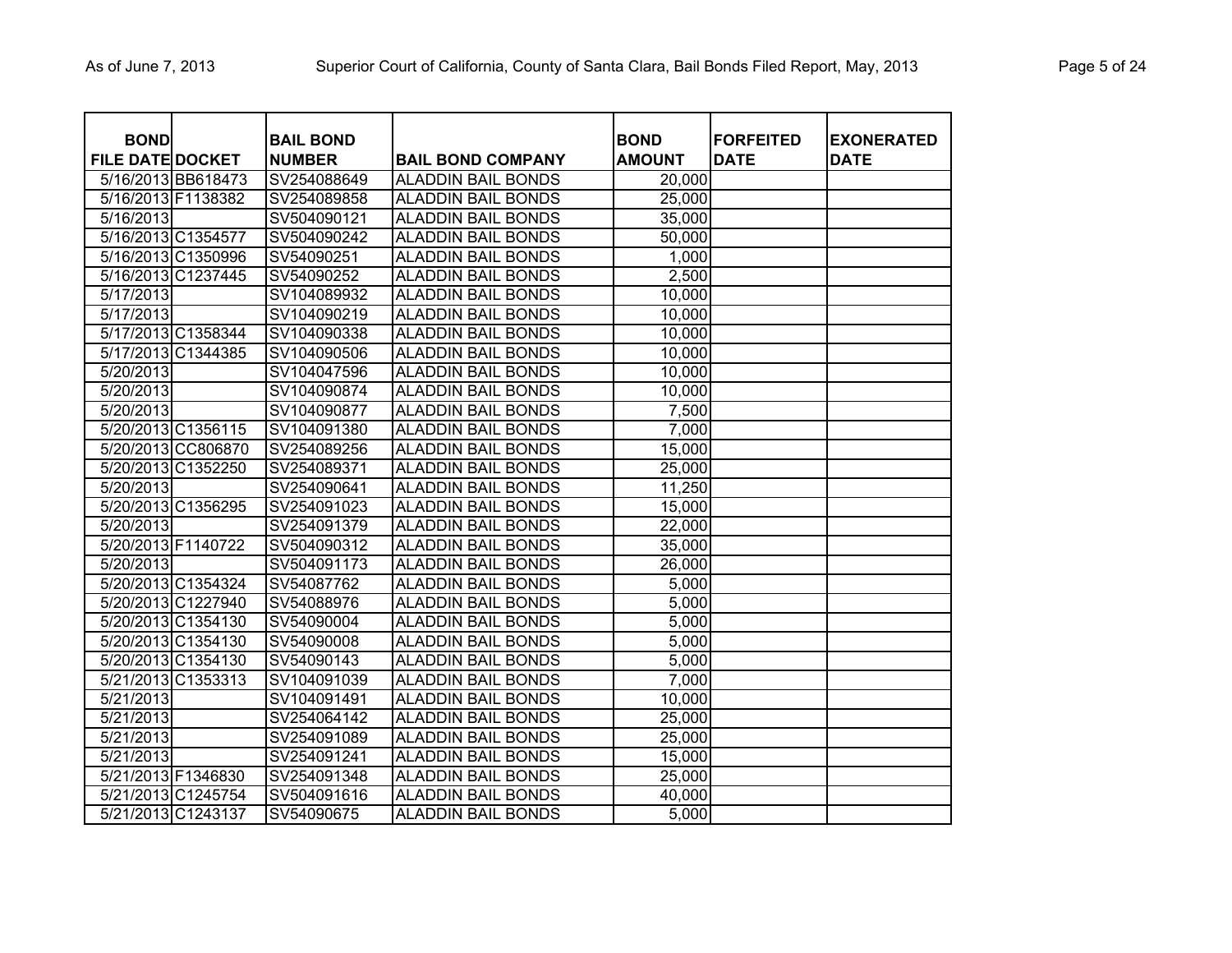| BOND FILE DATE | DOCKET | BAIL BOND NUMBER | BAIL BOND COMPANY | BOND AMOUNT | FORFEITED DATE | EXONERATED DATE |
|---|---|---|---|---|---|---|
| 5/16/2013 | BB618473 | SV254088649 | ALADDIN BAIL BONDS | 20,000 | | |
| 5/16/2013 | F1138382 | SV254089858 | ALADDIN BAIL BONDS | 25,000 | | |
| 5/16/2013 | | SV504090121 | ALADDIN BAIL BONDS | 35,000 | | |
| 5/16/2013 | C1354577 | SV504090242 | ALADDIN BAIL BONDS | 50,000 | | |
| 5/16/2013 | C1350996 | SV54090251 | ALADDIN BAIL BONDS | 1,000 | | |
| 5/16/2013 | C1237445 | SV54090252 | ALADDIN BAIL BONDS | 2,500 | | |
| 5/17/2013 | | SV104089932 | ALADDIN BAIL BONDS | 10,000 | | |
| 5/17/2013 | | SV104090219 | ALADDIN BAIL BONDS | 10,000 | | |
| 5/17/2013 | C1358344 | SV104090338 | ALADDIN BAIL BONDS | 10,000 | | |
| 5/17/2013 | C1344385 | SV104090506 | ALADDIN BAIL BONDS | 10,000 | | |
| 5/20/2013 | | SV104047596 | ALADDIN BAIL BONDS | 10,000 | | |
| 5/20/2013 | | SV104090874 | ALADDIN BAIL BONDS | 10,000 | | |
| 5/20/2013 | | SV104090877 | ALADDIN BAIL BONDS | 7,500 | | |
| 5/20/2013 | C1356115 | SV104091380 | ALADDIN BAIL BONDS | 7,000 | | |
| 5/20/2013 | CC806870 | SV254089256 | ALADDIN BAIL BONDS | 15,000 | | |
| 5/20/2013 | C1352250 | SV254089371 | ALADDIN BAIL BONDS | 25,000 | | |
| 5/20/2013 | | SV254090641 | ALADDIN BAIL BONDS | 11,250 | | |
| 5/20/2013 | C1356295 | SV254091023 | ALADDIN BAIL BONDS | 15,000 | | |
| 5/20/2013 | | SV254091379 | ALADDIN BAIL BONDS | 22,000 | | |
| 5/20/2013 | F1140722 | SV504090312 | ALADDIN BAIL BONDS | 35,000 | | |
| 5/20/2013 | | SV504091173 | ALADDIN BAIL BONDS | 26,000 | | |
| 5/20/2013 | C1354324 | SV54087762 | ALADDIN BAIL BONDS | 5,000 | | |
| 5/20/2013 | C1227940 | SV54088976 | ALADDIN BAIL BONDS | 5,000 | | |
| 5/20/2013 | C1354130 | SV54090004 | ALADDIN BAIL BONDS | 5,000 | | |
| 5/20/2013 | C1354130 | SV54090008 | ALADDIN BAIL BONDS | 5,000 | | |
| 5/20/2013 | C1354130 | SV54090143 | ALADDIN BAIL BONDS | 5,000 | | |
| 5/21/2013 | C1353313 | SV104091039 | ALADDIN BAIL BONDS | 7,000 | | |
| 5/21/2013 | | SV104091491 | ALADDIN BAIL BONDS | 10,000 | | |
| 5/21/2013 | | SV254064142 | ALADDIN BAIL BONDS | 25,000 | | |
| 5/21/2013 | | SV254091089 | ALADDIN BAIL BONDS | 25,000 | | |
| 5/21/2013 | | SV254091241 | ALADDIN BAIL BONDS | 15,000 | | |
| 5/21/2013 | F1346830 | SV254091348 | ALADDIN BAIL BONDS | 25,000 | | |
| 5/21/2013 | C1245754 | SV504091616 | ALADDIN BAIL BONDS | 40,000 | | |
| 5/21/2013 | C1243137 | SV54090675 | ALADDIN BAIL BONDS | 5,000 | | |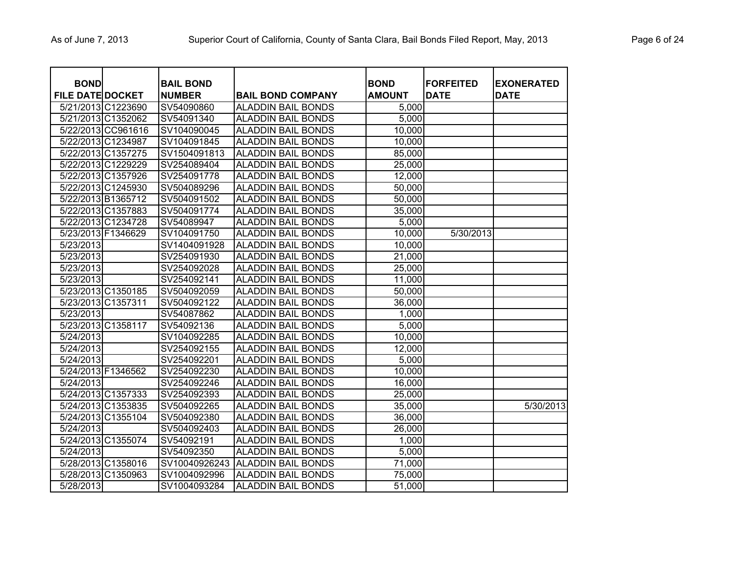| BOND FILE DATE | DOCKET | BAIL BOND NUMBER | BAIL BOND COMPANY | BOND AMOUNT | FORFEITED DATE | EXONERATED DATE |
|---|---|---|---|---|---|---|
| 5/21/2013 | C1223690 | SV54090860 | ALADDIN BAIL BONDS | 5,000 | | |
| 5/21/2013 | C1352062 | SV54091340 | ALADDIN BAIL BONDS | 5,000 | | |
| 5/22/2013 | CC961616 | SV104090045 | ALADDIN BAIL BONDS | 10,000 | | |
| 5/22/2013 | C1234987 | SV104091845 | ALADDIN BAIL BONDS | 10,000 | | |
| 5/22/2013 | C1357275 | SV1504091813 | ALADDIN BAIL BONDS | 85,000 | | |
| 5/22/2013 | C1229229 | SV254089404 | ALADDIN BAIL BONDS | 25,000 | | |
| 5/22/2013 | C1357926 | SV254091778 | ALADDIN BAIL BONDS | 12,000 | | |
| 5/22/2013 | C1245930 | SV504089296 | ALADDIN BAIL BONDS | 50,000 | | |
| 5/22/2013 | B1365712 | SV504091502 | ALADDIN BAIL BONDS | 50,000 | | |
| 5/22/2013 | C1357883 | SV504091774 | ALADDIN BAIL BONDS | 35,000 | | |
| 5/22/2013 | C1234728 | SV54089947 | ALADDIN BAIL BONDS | 5,000 | | |
| 5/23/2013 | F1346629 | SV104091750 | ALADDIN BAIL BONDS | 10,000 | 5/30/2013 | |
| 5/23/2013 | | SV1404091928 | ALADDIN BAIL BONDS | 10,000 | | |
| 5/23/2013 | | SV254091930 | ALADDIN BAIL BONDS | 21,000 | | |
| 5/23/2013 | | SV254092028 | ALADDIN BAIL BONDS | 25,000 | | |
| 5/23/2013 | | SV254092141 | ALADDIN BAIL BONDS | 11,000 | | |
| 5/23/2013 | C1350185 | SV504092059 | ALADDIN BAIL BONDS | 50,000 | | |
| 5/23/2013 | C1357311 | SV504092122 | ALADDIN BAIL BONDS | 36,000 | | |
| 5/23/2013 | | SV54087862 | ALADDIN BAIL BONDS | 1,000 | | |
| 5/23/2013 | C1358117 | SV54092136 | ALADDIN BAIL BONDS | 5,000 | | |
| 5/24/2013 | | SV104092285 | ALADDIN BAIL BONDS | 10,000 | | |
| 5/24/2013 | | SV254092155 | ALADDIN BAIL BONDS | 12,000 | | |
| 5/24/2013 | | SV254092201 | ALADDIN BAIL BONDS | 5,000 | | |
| 5/24/2013 | F1346562 | SV254092230 | ALADDIN BAIL BONDS | 10,000 | | |
| 5/24/2013 | | SV254092246 | ALADDIN BAIL BONDS | 16,000 | | |
| 5/24/2013 | C1357333 | SV254092393 | ALADDIN BAIL BONDS | 25,000 | | |
| 5/24/2013 | C1353835 | SV504092265 | ALADDIN BAIL BONDS | 35,000 | | 5/30/2013 |
| 5/24/2013 | C1355104 | SV504092380 | ALADDIN BAIL BONDS | 36,000 | | |
| 5/24/2013 | | SV504092403 | ALADDIN BAIL BONDS | 26,000 | | |
| 5/24/2013 | C1355074 | SV54092191 | ALADDIN BAIL BONDS | 1,000 | | |
| 5/24/2013 | | SV54092350 | ALADDIN BAIL BONDS | 5,000 | | |
| 5/28/2013 | C1358016 | SV10040926243 | ALADDIN BAIL BONDS | 71,000 | | |
| 5/28/2013 | C1350963 | SV1004092996 | ALADDIN BAIL BONDS | 75,000 | | |
| 5/28/2013 | | SV1004093284 | ALADDIN BAIL BONDS | 51,000 | | |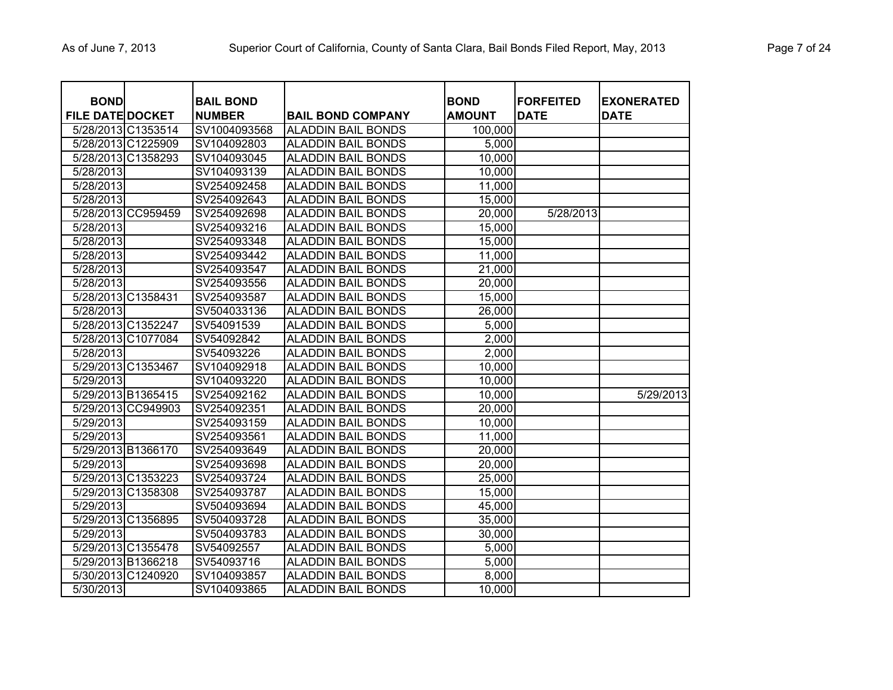| BOND FILE DATE | DOCKET | BAIL BOND NUMBER | BAIL BOND COMPANY | BOND AMOUNT | FORFEITED DATE | EXONERATED DATE |
|---|---|---|---|---|---|---|
| 5/28/2013 | C1353514 | SV1004093568 | ALADDIN BAIL BONDS | 100,000 | | |
| 5/28/2013 | C1225909 | SV104092803 | ALADDIN BAIL BONDS | 5,000 | | |
| 5/28/2013 | C1358293 | SV104093045 | ALADDIN BAIL BONDS | 10,000 | | |
| 5/28/2013 | | SV104093139 | ALADDIN BAIL BONDS | 10,000 | | |
| 5/28/2013 | | SV254092458 | ALADDIN BAIL BONDS | 11,000 | | |
| 5/28/2013 | | SV254092643 | ALADDIN BAIL BONDS | 15,000 | | |
| 5/28/2013 | CC959459 | SV254092698 | ALADDIN BAIL BONDS | 20,000 | 5/28/2013 | |
| 5/28/2013 | | SV254093216 | ALADDIN BAIL BONDS | 15,000 | | |
| 5/28/2013 | | SV254093348 | ALADDIN BAIL BONDS | 15,000 | | |
| 5/28/2013 | | SV254093442 | ALADDIN BAIL BONDS | 11,000 | | |
| 5/28/2013 | | SV254093547 | ALADDIN BAIL BONDS | 21,000 | | |
| 5/28/2013 | | SV254093556 | ALADDIN BAIL BONDS | 20,000 | | |
| 5/28/2013 | C1358431 | SV254093587 | ALADDIN BAIL BONDS | 15,000 | | |
| 5/28/2013 | | SV504033136 | ALADDIN BAIL BONDS | 26,000 | | |
| 5/28/2013 | C1352247 | SV54091539 | ALADDIN BAIL BONDS | 5,000 | | |
| 5/28/2013 | C1077084 | SV54092842 | ALADDIN BAIL BONDS | 2,000 | | |
| 5/28/2013 | | SV54093226 | ALADDIN BAIL BONDS | 2,000 | | |
| 5/29/2013 | C1353467 | SV104092918 | ALADDIN BAIL BONDS | 10,000 | | |
| 5/29/2013 | | SV104093220 | ALADDIN BAIL BONDS | 10,000 | | |
| 5/29/2013 | B1365415 | SV254092162 | ALADDIN BAIL BONDS | 10,000 | | 5/29/2013 |
| 5/29/2013 | CC949903 | SV254092351 | ALADDIN BAIL BONDS | 20,000 | | |
| 5/29/2013 | | SV254093159 | ALADDIN BAIL BONDS | 10,000 | | |
| 5/29/2013 | | SV254093561 | ALADDIN BAIL BONDS | 11,000 | | |
| 5/29/2013 | B1366170 | SV254093649 | ALADDIN BAIL BONDS | 20,000 | | |
| 5/29/2013 | | SV254093698 | ALADDIN BAIL BONDS | 20,000 | | |
| 5/29/2013 | C1353223 | SV254093724 | ALADDIN BAIL BONDS | 25,000 | | |
| 5/29/2013 | C1358308 | SV254093787 | ALADDIN BAIL BONDS | 15,000 | | |
| 5/29/2013 | | SV504093694 | ALADDIN BAIL BONDS | 45,000 | | |
| 5/29/2013 | C1356895 | SV504093728 | ALADDIN BAIL BONDS | 35,000 | | |
| 5/29/2013 | | SV504093783 | ALADDIN BAIL BONDS | 30,000 | | |
| 5/29/2013 | C1355478 | SV54092557 | ALADDIN BAIL BONDS | 5,000 | | |
| 5/29/2013 | B1366218 | SV54093716 | ALADDIN BAIL BONDS | 5,000 | | |
| 5/30/2013 | C1240920 | SV104093857 | ALADDIN BAIL BONDS | 8,000 | | |
| 5/30/2013 | | SV104093865 | ALADDIN BAIL BONDS | 10,000 | | |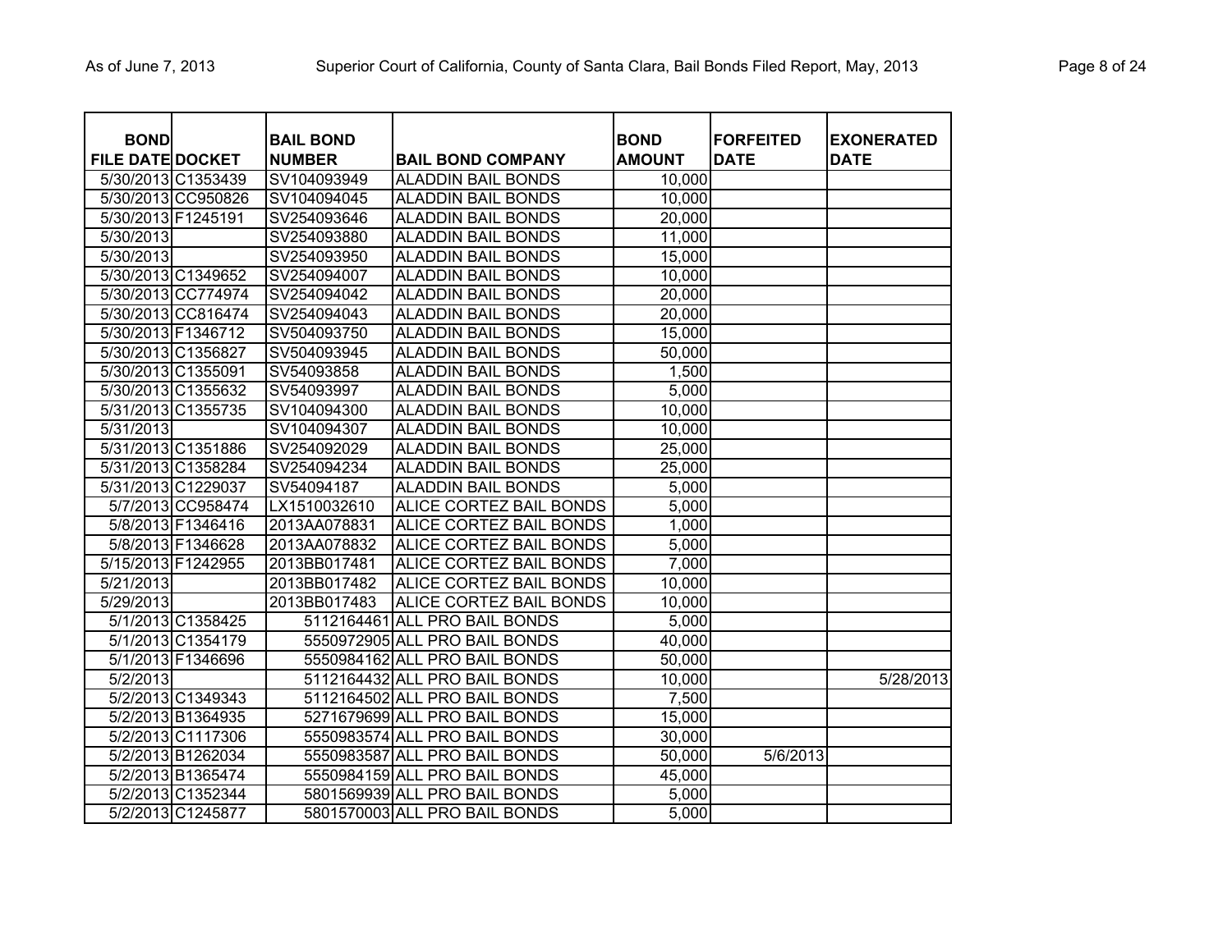| BOND FILE DATE | DOCKET | BAIL BOND NUMBER | BAIL BOND COMPANY | BOND AMOUNT | FORFEITED DATE | EXONERATED DATE |
|---|---|---|---|---|---|---|
| 5/30/2013 | C1353439 | SV104093949 | ALADDIN BAIL BONDS | 10,000 | | |
| 5/30/2013 | CC950826 | SV104094045 | ALADDIN BAIL BONDS | 10,000 | | |
| 5/30/2013 | F1245191 | SV254093646 | ALADDIN BAIL BONDS | 20,000 | | |
| 5/30/2013 | | SV254093880 | ALADDIN BAIL BONDS | 11,000 | | |
| 5/30/2013 | | SV254093950 | ALADDIN BAIL BONDS | 15,000 | | |
| 5/30/2013 | C1349652 | SV254094007 | ALADDIN BAIL BONDS | 10,000 | | |
| 5/30/2013 | CC774974 | SV254094042 | ALADDIN BAIL BONDS | 20,000 | | |
| 5/30/2013 | CC816474 | SV254094043 | ALADDIN BAIL BONDS | 20,000 | | |
| 5/30/2013 | F1346712 | SV504093750 | ALADDIN BAIL BONDS | 15,000 | | |
| 5/30/2013 | C1356827 | SV504093945 | ALADDIN BAIL BONDS | 50,000 | | |
| 5/30/2013 | C1355091 | SV54093858 | ALADDIN BAIL BONDS | 1,500 | | |
| 5/30/2013 | C1355632 | SV54093997 | ALADDIN BAIL BONDS | 5,000 | | |
| 5/31/2013 | C1355735 | SV104094300 | ALADDIN BAIL BONDS | 10,000 | | |
| 5/31/2013 | | SV104094307 | ALADDIN BAIL BONDS | 10,000 | | |
| 5/31/2013 | C1351886 | SV254092029 | ALADDIN BAIL BONDS | 25,000 | | |
| 5/31/2013 | C1358284 | SV254094234 | ALADDIN BAIL BONDS | 25,000 | | |
| 5/31/2013 | C1229037 | SV54094187 | ALADDIN BAIL BONDS | 5,000 | | |
| 5/7/2013 | CC958474 | LX1510032610 | ALICE CORTEZ BAIL BONDS | 5,000 | | |
| 5/8/2013 | F1346416 | 2013AA078831 | ALICE CORTEZ BAIL BONDS | 1,000 | | |
| 5/8/2013 | F1346628 | 2013AA078832 | ALICE CORTEZ BAIL BONDS | 5,000 | | |
| 5/15/2013 | F1242955 | 2013BB017481 | ALICE CORTEZ BAIL BONDS | 7,000 | | |
| 5/21/2013 | | 2013BB017482 | ALICE CORTEZ BAIL BONDS | 10,000 | | |
| 5/29/2013 | | 2013BB017483 | ALICE CORTEZ BAIL BONDS | 10,000 | | |
| 5/1/2013 | C1358425 | 5112164461 | ALL PRO BAIL BONDS | 5,000 | | |
| 5/1/2013 | C1354179 | 5550972905 | ALL PRO BAIL BONDS | 40,000 | | |
| 5/1/2013 | F1346696 | 5550984162 | ALL PRO BAIL BONDS | 50,000 | | |
| 5/2/2013 | | 5112164432 | ALL PRO BAIL BONDS | 10,000 | | 5/28/2013 |
| 5/2/2013 | C1349343 | 5112164502 | ALL PRO BAIL BONDS | 7,500 | | |
| 5/2/2013 | B1364935 | 5271679699 | ALL PRO BAIL BONDS | 15,000 | | |
| 5/2/2013 | C1117306 | 5550983574 | ALL PRO BAIL BONDS | 30,000 | | |
| 5/2/2013 | B1262034 | 5550983587 | ALL PRO BAIL BONDS | 50,000 | 5/6/2013 | |
| 5/2/2013 | B1365474 | 5550984159 | ALL PRO BAIL BONDS | 45,000 | | |
| 5/2/2013 | C1352344 | 5801569939 | ALL PRO BAIL BONDS | 5,000 | | |
| 5/2/2013 | C1245877 | 5801570003 | ALL PRO BAIL BONDS | 5,000 | | |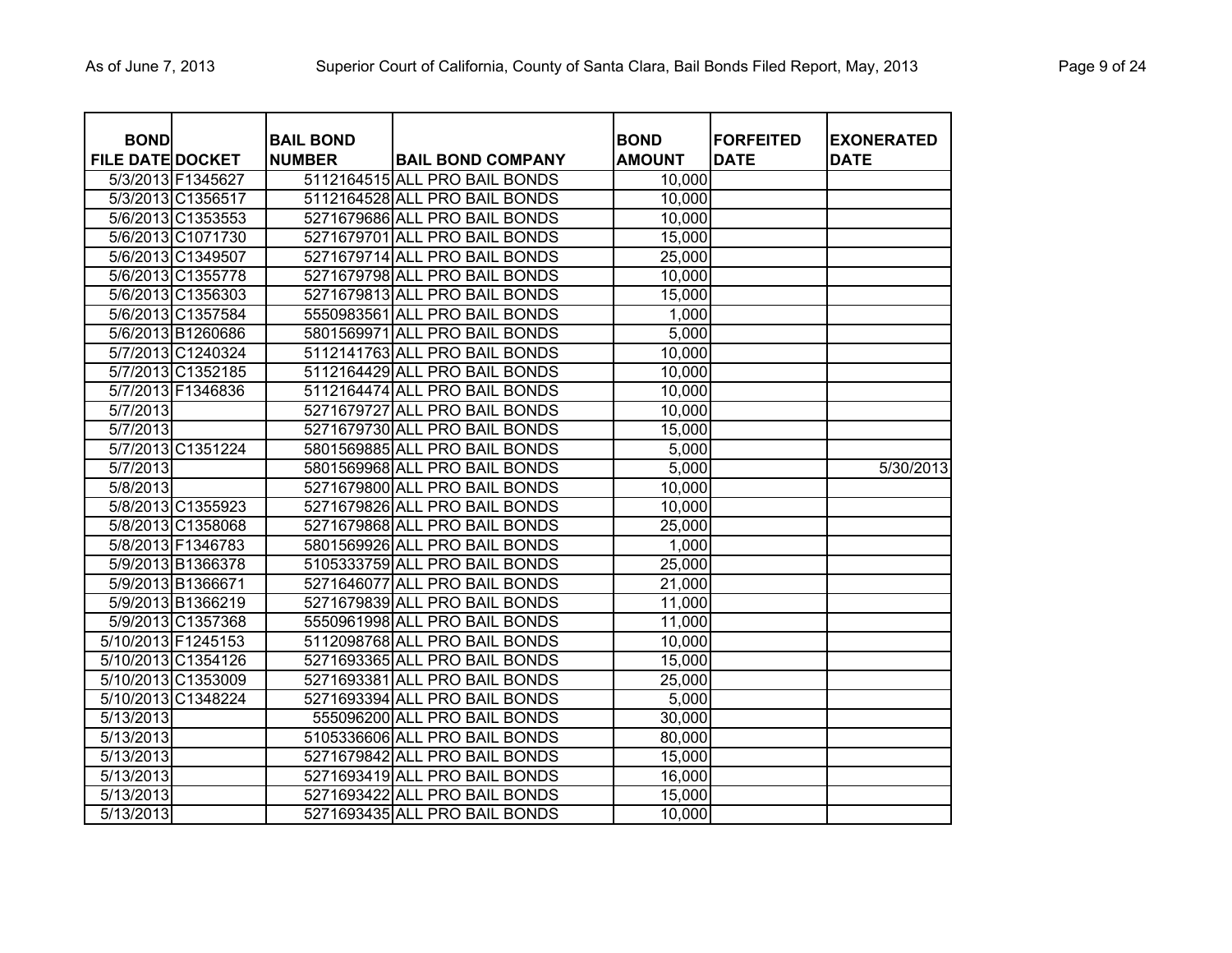| BOND FILE DATE | DOCKET | BAIL BOND NUMBER | BAIL BOND COMPANY | BOND AMOUNT | FORFEITED DATE | EXONERATED DATE |
|---|---|---|---|---|---|---|
| 5/3/2013 | F1345627 | 5112164515 | ALL PRO BAIL BONDS | 10,000 | | |
| 5/3/2013 | C1356517 | 5112164528 | ALL PRO BAIL BONDS | 10,000 | | |
| 5/6/2013 | C1353553 | 5271679686 | ALL PRO BAIL BONDS | 10,000 | | |
| 5/6/2013 | C1071730 | 5271679701 | ALL PRO BAIL BONDS | 15,000 | | |
| 5/6/2013 | C1349507 | 5271679714 | ALL PRO BAIL BONDS | 25,000 | | |
| 5/6/2013 | C1355778 | 5271679798 | ALL PRO BAIL BONDS | 10,000 | | |
| 5/6/2013 | C1356303 | 5271679813 | ALL PRO BAIL BONDS | 15,000 | | |
| 5/6/2013 | C1357584 | 5550983561 | ALL PRO BAIL BONDS | 1,000 | | |
| 5/6/2013 | B1260686 | 5801569971 | ALL PRO BAIL BONDS | 5,000 | | |
| 5/7/2013 | C1240324 | 5112141763 | ALL PRO BAIL BONDS | 10,000 | | |
| 5/7/2013 | C1352185 | 5112164429 | ALL PRO BAIL BONDS | 10,000 | | |
| 5/7/2013 | F1346836 | 5112164474 | ALL PRO BAIL BONDS | 10,000 | | |
| 5/7/2013 | | 5271679727 | ALL PRO BAIL BONDS | 10,000 | | |
| 5/7/2013 | | 5271679730 | ALL PRO BAIL BONDS | 15,000 | | |
| 5/7/2013 | C1351224 | 5801569885 | ALL PRO BAIL BONDS | 5,000 | | |
| 5/7/2013 | | 5801569968 | ALL PRO BAIL BONDS | 5,000 | | 5/30/2013 |
| 5/8/2013 | | 5271679800 | ALL PRO BAIL BONDS | 10,000 | | |
| 5/8/2013 | C1355923 | 5271679826 | ALL PRO BAIL BONDS | 10,000 | | |
| 5/8/2013 | C1358068 | 5271679868 | ALL PRO BAIL BONDS | 25,000 | | |
| 5/8/2013 | F1346783 | 5801569926 | ALL PRO BAIL BONDS | 1,000 | | |
| 5/9/2013 | B1366378 | 5105333759 | ALL PRO BAIL BONDS | 25,000 | | |
| 5/9/2013 | B1366671 | 5271646077 | ALL PRO BAIL BONDS | 21,000 | | |
| 5/9/2013 | B1366219 | 5271679839 | ALL PRO BAIL BONDS | 11,000 | | |
| 5/9/2013 | C1357368 | 5550961998 | ALL PRO BAIL BONDS | 11,000 | | |
| 5/10/2013 | F1245153 | 5112098768 | ALL PRO BAIL BONDS | 10,000 | | |
| 5/10/2013 | C1354126 | 5271693365 | ALL PRO BAIL BONDS | 15,000 | | |
| 5/10/2013 | C1353009 | 5271693381 | ALL PRO BAIL BONDS | 25,000 | | |
| 5/10/2013 | C1348224 | 5271693394 | ALL PRO BAIL BONDS | 5,000 | | |
| 5/13/2013 | | 555096200 | ALL PRO BAIL BONDS | 30,000 | | |
| 5/13/2013 | | 5105336606 | ALL PRO BAIL BONDS | 80,000 | | |
| 5/13/2013 | | 5271679842 | ALL PRO BAIL BONDS | 15,000 | | |
| 5/13/2013 | | 5271693419 | ALL PRO BAIL BONDS | 16,000 | | |
| 5/13/2013 | | 5271693422 | ALL PRO BAIL BONDS | 15,000 | | |
| 5/13/2013 | | 5271693435 | ALL PRO BAIL BONDS | 10,000 | | |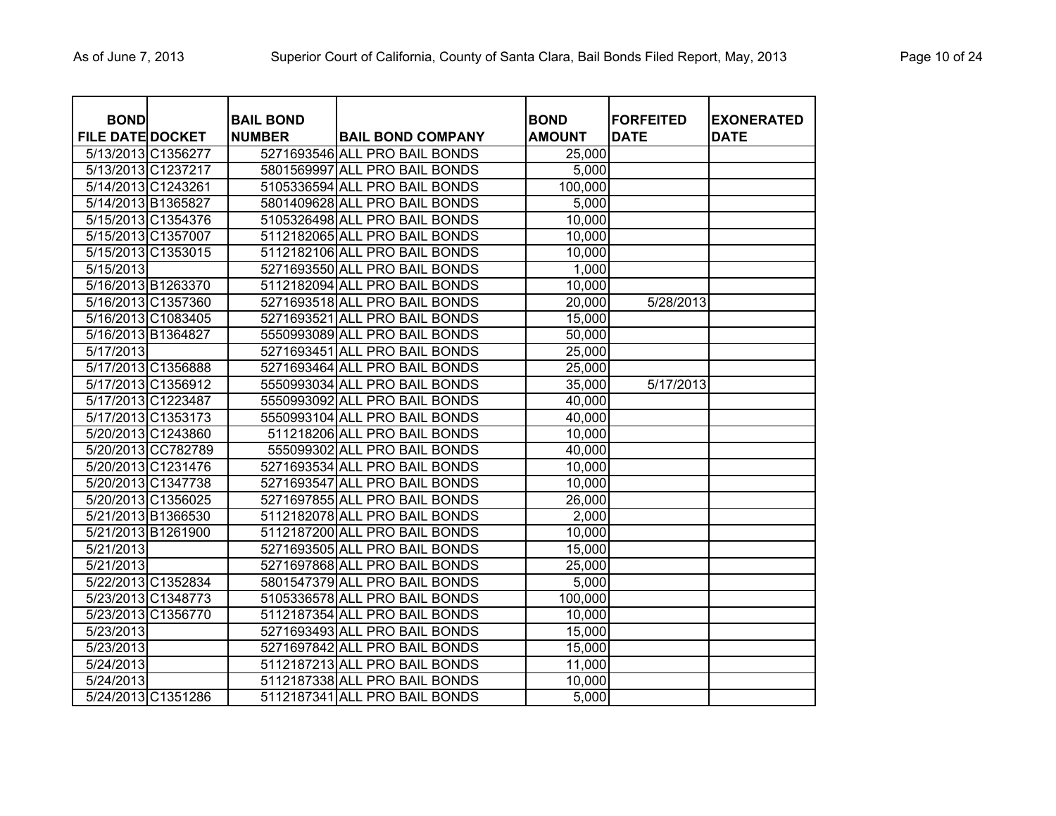| BOND FILE DATE | DOCKET | BAIL BOND NUMBER | BAIL BOND COMPANY | BOND AMOUNT | FORFEITED DATE | EXONERATED DATE |
|---|---|---|---|---|---|---|
| 5/13/2013 | C1356277 | 5271693546 | ALL PRO BAIL BONDS | 25,000 | | |
| 5/13/2013 | C1237217 | 5801569997 | ALL PRO BAIL BONDS | 5,000 | | |
| 5/14/2013 | C1243261 | 5105336594 | ALL PRO BAIL BONDS | 100,000 | | |
| 5/14/2013 | B1365827 | 5801409628 | ALL PRO BAIL BONDS | 5,000 | | |
| 5/15/2013 | C1354376 | 5105326498 | ALL PRO BAIL BONDS | 10,000 | | |
| 5/15/2013 | C1357007 | 5112182065 | ALL PRO BAIL BONDS | 10,000 | | |
| 5/15/2013 | C1353015 | 5112182106 | ALL PRO BAIL BONDS | 10,000 | | |
| 5/15/2013 | | 5271693550 | ALL PRO BAIL BONDS | 1,000 | | |
| 5/16/2013 | B1263370 | 5112182094 | ALL PRO BAIL BONDS | 10,000 | | |
| 5/16/2013 | C1357360 | 5271693518 | ALL PRO BAIL BONDS | 20,000 | 5/28/2013 | |
| 5/16/2013 | C1083405 | 5271693521 | ALL PRO BAIL BONDS | 15,000 | | |
| 5/16/2013 | B1364827 | 5550993089 | ALL PRO BAIL BONDS | 50,000 | | |
| 5/17/2013 | | 5271693451 | ALL PRO BAIL BONDS | 25,000 | | |
| 5/17/2013 | C1356888 | 5271693464 | ALL PRO BAIL BONDS | 25,000 | | |
| 5/17/2013 | C1356912 | 5550993034 | ALL PRO BAIL BONDS | 35,000 | 5/17/2013 | |
| 5/17/2013 | C1223487 | 5550993092 | ALL PRO BAIL BONDS | 40,000 | | |
| 5/17/2013 | C1353173 | 5550993104 | ALL PRO BAIL BONDS | 40,000 | | |
| 5/20/2013 | C1243860 | 511218206 | ALL PRO BAIL BONDS | 10,000 | | |
| 5/20/2013 | CC782789 | 555099302 | ALL PRO BAIL BONDS | 40,000 | | |
| 5/20/2013 | C1231476 | 5271693534 | ALL PRO BAIL BONDS | 10,000 | | |
| 5/20/2013 | C1347738 | 5271693547 | ALL PRO BAIL BONDS | 10,000 | | |
| 5/20/2013 | C1356025 | 5271697855 | ALL PRO BAIL BONDS | 26,000 | | |
| 5/21/2013 | B1366530 | 5112182078 | ALL PRO BAIL BONDS | 2,000 | | |
| 5/21/2013 | B1261900 | 5112187200 | ALL PRO BAIL BONDS | 10,000 | | |
| 5/21/2013 | | 5271693505 | ALL PRO BAIL BONDS | 15,000 | | |
| 5/21/2013 | | 5271697868 | ALL PRO BAIL BONDS | 25,000 | | |
| 5/22/2013 | C1352834 | 5801547379 | ALL PRO BAIL BONDS | 5,000 | | |
| 5/23/2013 | C1348773 | 5105336578 | ALL PRO BAIL BONDS | 100,000 | | |
| 5/23/2013 | C1356770 | 5112187354 | ALL PRO BAIL BONDS | 10,000 | | |
| 5/23/2013 | | 5271693493 | ALL PRO BAIL BONDS | 15,000 | | |
| 5/23/2013 | | 5271697842 | ALL PRO BAIL BONDS | 15,000 | | |
| 5/24/2013 | | 5112187213 | ALL PRO BAIL BONDS | 11,000 | | |
| 5/24/2013 | | 5112187338 | ALL PRO BAIL BONDS | 10,000 | | |
| 5/24/2013 | C1351286 | 5112187341 | ALL PRO BAIL BONDS | 5,000 | | |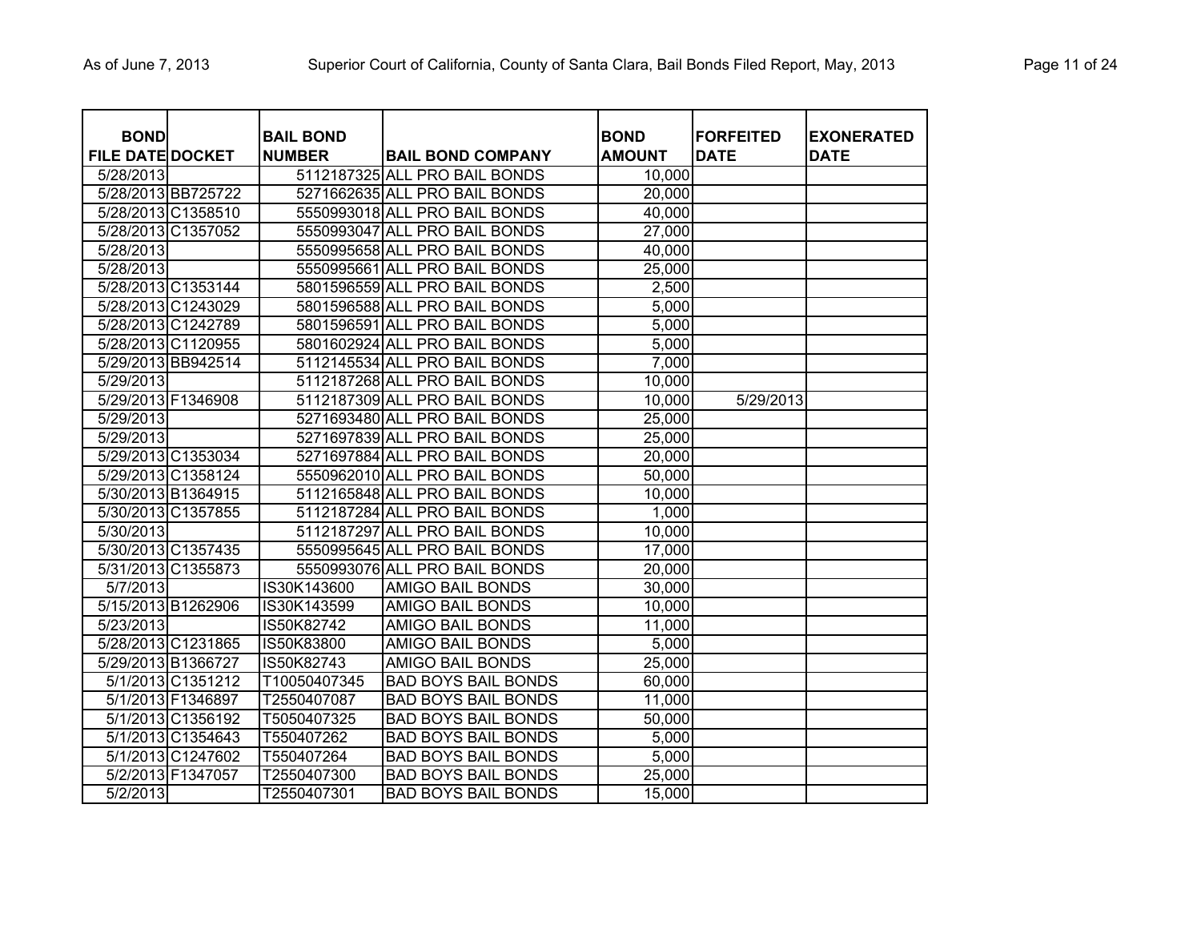| BOND FILE DATE | DOCKET | BAIL BOND NUMBER | BAIL BOND COMPANY | BOND AMOUNT | FORFEITED DATE | EXONERATED DATE |
|---|---|---|---|---|---|---|
| 5/28/2013 | | 5112187325 | ALL PRO BAIL BONDS | 10,000 | | |
| 5/28/2013 | BB725722 | 5271662635 | ALL PRO BAIL BONDS | 20,000 | | |
| 5/28/2013 | C1358510 | 5550993018 | ALL PRO BAIL BONDS | 40,000 | | |
| 5/28/2013 | C1357052 | 5550993047 | ALL PRO BAIL BONDS | 27,000 | | |
| 5/28/2013 | | 5550995658 | ALL PRO BAIL BONDS | 40,000 | | |
| 5/28/2013 | | 5550995661 | ALL PRO BAIL BONDS | 25,000 | | |
| 5/28/2013 | C1353144 | 5801596559 | ALL PRO BAIL BONDS | 2,500 | | |
| 5/28/2013 | C1243029 | 5801596588 | ALL PRO BAIL BONDS | 5,000 | | |
| 5/28/2013 | C1242789 | 5801596591 | ALL PRO BAIL BONDS | 5,000 | | |
| 5/28/2013 | C1120955 | 5801602924 | ALL PRO BAIL BONDS | 5,000 | | |
| 5/29/2013 | BB942514 | 5112145534 | ALL PRO BAIL BONDS | 7,000 | | |
| 5/29/2013 | | 5112187268 | ALL PRO BAIL BONDS | 10,000 | | |
| 5/29/2013 | F1346908 | 5112187309 | ALL PRO BAIL BONDS | 10,000 | 5/29/2013 | |
| 5/29/2013 | | 5271693480 | ALL PRO BAIL BONDS | 25,000 | | |
| 5/29/2013 | | 5271697839 | ALL PRO BAIL BONDS | 25,000 | | |
| 5/29/2013 | C1353034 | 5271697884 | ALL PRO BAIL BONDS | 20,000 | | |
| 5/29/2013 | C1358124 | 5550962010 | ALL PRO BAIL BONDS | 50,000 | | |
| 5/30/2013 | B1364915 | 5112165848 | ALL PRO BAIL BONDS | 10,000 | | |
| 5/30/2013 | C1357855 | 5112187284 | ALL PRO BAIL BONDS | 1,000 | | |
| 5/30/2013 | | 5112187297 | ALL PRO BAIL BONDS | 10,000 | | |
| 5/30/2013 | C1357435 | 5550995645 | ALL PRO BAIL BONDS | 17,000 | | |
| 5/31/2013 | C1355873 | 5550993076 | ALL PRO BAIL BONDS | 20,000 | | |
| 5/7/2013 | | IS30K143600 | AMIGO BAIL BONDS | 30,000 | | |
| 5/15/2013 | B1262906 | IS30K143599 | AMIGO BAIL BONDS | 10,000 | | |
| 5/23/2013 | | IS50K82742 | AMIGO BAIL BONDS | 11,000 | | |
| 5/28/2013 | C1231865 | IS50K83800 | AMIGO BAIL BONDS | 5,000 | | |
| 5/29/2013 | B1366727 | IS50K82743 | AMIGO BAIL BONDS | 25,000 | | |
| 5/1/2013 | C1351212 | T10050407345 | BAD BOYS BAIL BONDS | 60,000 | | |
| 5/1/2013 | F1346897 | T2550407087 | BAD BOYS BAIL BONDS | 11,000 | | |
| 5/1/2013 | C1356192 | T5050407325 | BAD BOYS BAIL BONDS | 50,000 | | |
| 5/1/2013 | C1354643 | T550407262 | BAD BOYS BAIL BONDS | 5,000 | | |
| 5/1/2013 | C1247602 | T550407264 | BAD BOYS BAIL BONDS | 5,000 | | |
| 5/2/2013 | F1347057 | T2550407300 | BAD BOYS BAIL BONDS | 25,000 | | |
| 5/2/2013 | | T2550407301 | BAD BOYS BAIL BONDS | 15,000 | | |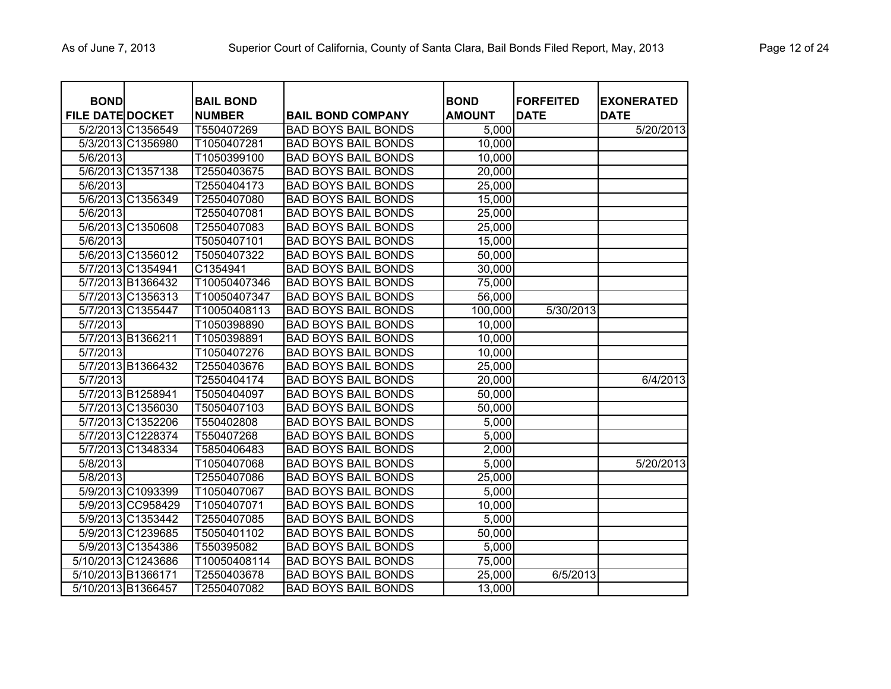| BOND FILE DATE | DOCKET | BAIL BOND NUMBER | BAIL BOND COMPANY | BOND AMOUNT | FORFEITED DATE | EXONERATED DATE |
|---|---|---|---|---|---|---|
| 5/2/2013 | C1356549 | T550407269 | BAD BOYS BAIL BONDS | 5,000 | | 5/20/2013 |
| 5/3/2013 | C1356980 | T1050407281 | BAD BOYS BAIL BONDS | 10,000 | | |
| 5/6/2013 | | T1050399100 | BAD BOYS BAIL BONDS | 10,000 | | |
| 5/6/2013 | C1357138 | T2550403675 | BAD BOYS BAIL BONDS | 20,000 | | |
| 5/6/2013 | | T2550404173 | BAD BOYS BAIL BONDS | 25,000 | | |
| 5/6/2013 | C1356349 | T2550407080 | BAD BOYS BAIL BONDS | 15,000 | | |
| 5/6/2013 | | T2550407081 | BAD BOYS BAIL BONDS | 25,000 | | |
| 5/6/2013 | C1350608 | T2550407083 | BAD BOYS BAIL BONDS | 25,000 | | |
| 5/6/2013 | | T5050407101 | BAD BOYS BAIL BONDS | 15,000 | | |
| 5/6/2013 | C1356012 | T5050407322 | BAD BOYS BAIL BONDS | 50,000 | | |
| 5/7/2013 | C1354941 | C1354941 | BAD BOYS BAIL BONDS | 30,000 | | |
| 5/7/2013 | B1366432 | T10050407346 | BAD BOYS BAIL BONDS | 75,000 | | |
| 5/7/2013 | C1356313 | T10050407347 | BAD BOYS BAIL BONDS | 56,000 | | |
| 5/7/2013 | C1355447 | T10050408113 | BAD BOYS BAIL BONDS | 100,000 | 5/30/2013 | |
| 5/7/2013 | | T1050398890 | BAD BOYS BAIL BONDS | 10,000 | | |
| 5/7/2013 | B1366211 | T1050398891 | BAD BOYS BAIL BONDS | 10,000 | | |
| 5/7/2013 | | T1050407276 | BAD BOYS BAIL BONDS | 10,000 | | |
| 5/7/2013 | B1366432 | T2550403676 | BAD BOYS BAIL BONDS | 25,000 | | |
| 5/7/2013 | | T2550404174 | BAD BOYS BAIL BONDS | 20,000 | | 6/4/2013 |
| 5/7/2013 | B1258941 | T5050404097 | BAD BOYS BAIL BONDS | 50,000 | | |
| 5/7/2013 | C1356030 | T5050407103 | BAD BOYS BAIL BONDS | 50,000 | | |
| 5/7/2013 | C1352206 | T550402808 | BAD BOYS BAIL BONDS | 5,000 | | |
| 5/7/2013 | C1228374 | T550407268 | BAD BOYS BAIL BONDS | 5,000 | | |
| 5/7/2013 | C1348334 | T5850406483 | BAD BOYS BAIL BONDS | 2,000 | | |
| 5/8/2013 | | T1050407068 | BAD BOYS BAIL BONDS | 5,000 | | 5/20/2013 |
| 5/8/2013 | | T2550407086 | BAD BOYS BAIL BONDS | 25,000 | | |
| 5/9/2013 | C1093399 | T1050407067 | BAD BOYS BAIL BONDS | 5,000 | | |
| 5/9/2013 | CC958429 | T1050407071 | BAD BOYS BAIL BONDS | 10,000 | | |
| 5/9/2013 | C1353442 | T2550407085 | BAD BOYS BAIL BONDS | 5,000 | | |
| 5/9/2013 | C1239685 | T5050401102 | BAD BOYS BAIL BONDS | 50,000 | | |
| 5/9/2013 | C1354386 | T550395082 | BAD BOYS BAIL BONDS | 5,000 | | |
| 5/10/2013 | C1243686 | T10050408114 | BAD BOYS BAIL BONDS | 75,000 | | |
| 5/10/2013 | B1366171 | T2550403678 | BAD BOYS BAIL BONDS | 25,000 | 6/5/2013 | |
| 5/10/2013 | B1366457 | T2550407082 | BAD BOYS BAIL BONDS | 13,000 | | |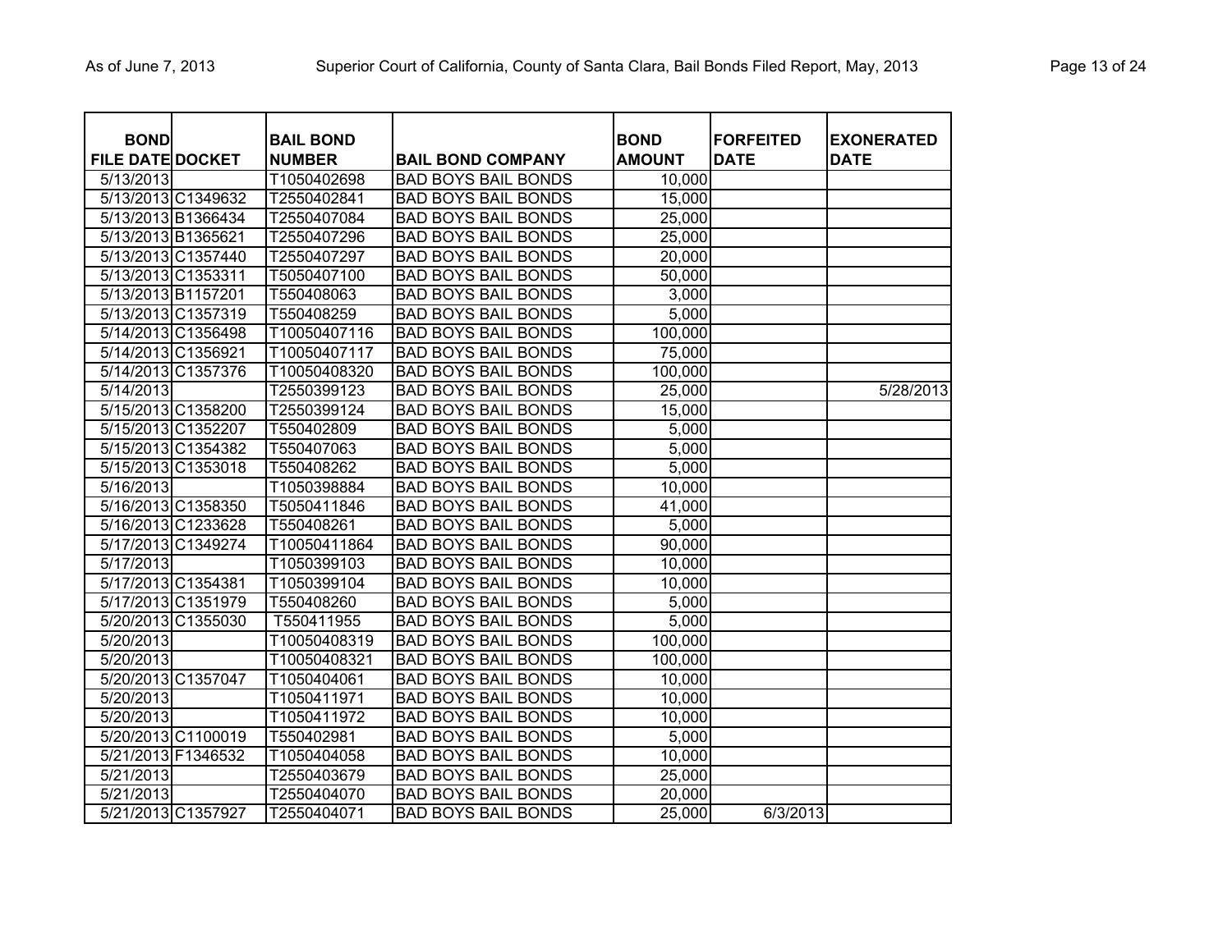| BOND FILE DATE | DOCKET | BAIL BOND NUMBER | BAIL BOND COMPANY | BOND AMOUNT | FORFEITED DATE | EXONERATED DATE |
|---|---|---|---|---|---|---|
| 5/13/2013 | | T1050402698 | BAD BOYS BAIL BONDS | 10,000 | | |
| 5/13/2013 | C1349632 | T2550402841 | BAD BOYS BAIL BONDS | 15,000 | | |
| 5/13/2013 | B1366434 | T2550407084 | BAD BOYS BAIL BONDS | 25,000 | | |
| 5/13/2013 | B1365621 | T2550407296 | BAD BOYS BAIL BONDS | 25,000 | | |
| 5/13/2013 | C1357440 | T2550407297 | BAD BOYS BAIL BONDS | 20,000 | | |
| 5/13/2013 | C1353311 | T5050407100 | BAD BOYS BAIL BONDS | 50,000 | | |
| 5/13/2013 | B1157201 | T550408063 | BAD BOYS BAIL BONDS | 3,000 | | |
| 5/13/2013 | C1357319 | T550408259 | BAD BOYS BAIL BONDS | 5,000 | | |
| 5/14/2013 | C1356498 | T10050407116 | BAD BOYS BAIL BONDS | 100,000 | | |
| 5/14/2013 | C1356921 | T10050407117 | BAD BOYS BAIL BONDS | 75,000 | | |
| 5/14/2013 | C1357376 | T10050408320 | BAD BOYS BAIL BONDS | 100,000 | | |
| 5/14/2013 | | T2550399123 | BAD BOYS BAIL BONDS | 25,000 | | 5/28/2013 |
| 5/15/2013 | C1358200 | T2550399124 | BAD BOYS BAIL BONDS | 15,000 | | |
| 5/15/2013 | C1352207 | T550402809 | BAD BOYS BAIL BONDS | 5,000 | | |
| 5/15/2013 | C1354382 | T550407063 | BAD BOYS BAIL BONDS | 5,000 | | |
| 5/15/2013 | C1353018 | T550408262 | BAD BOYS BAIL BONDS | 5,000 | | |
| 5/16/2013 | | T1050398884 | BAD BOYS BAIL BONDS | 10,000 | | |
| 5/16/2013 | C1358350 | T5050411846 | BAD BOYS BAIL BONDS | 41,000 | | |
| 5/16/2013 | C1233628 | T550408261 | BAD BOYS BAIL BONDS | 5,000 | | |
| 5/17/2013 | C1349274 | T10050411864 | BAD BOYS BAIL BONDS | 90,000 | | |
| 5/17/2013 | | T1050399103 | BAD BOYS BAIL BONDS | 10,000 | | |
| 5/17/2013 | C1354381 | T1050399104 | BAD BOYS BAIL BONDS | 10,000 | | |
| 5/17/2013 | C1351979 | T550408260 | BAD BOYS BAIL BONDS | 5,000 | | |
| 5/20/2013 | C1355030 | T550411955 | BAD BOYS BAIL BONDS | 5,000 | | |
| 5/20/2013 | | T10050408319 | BAD BOYS BAIL BONDS | 100,000 | | |
| 5/20/2013 | | T10050408321 | BAD BOYS BAIL BONDS | 100,000 | | |
| 5/20/2013 | C1357047 | T1050404061 | BAD BOYS BAIL BONDS | 10,000 | | |
| 5/20/2013 | | T1050411971 | BAD BOYS BAIL BONDS | 10,000 | | |
| 5/20/2013 | | T1050411972 | BAD BOYS BAIL BONDS | 10,000 | | |
| 5/20/2013 | C1100019 | T550402981 | BAD BOYS BAIL BONDS | 5,000 | | |
| 5/21/2013 | F1346532 | T1050404058 | BAD BOYS BAIL BONDS | 10,000 | | |
| 5/21/2013 | | T2550403679 | BAD BOYS BAIL BONDS | 25,000 | | |
| 5/21/2013 | | T2550404070 | BAD BOYS BAIL BONDS | 20,000 | | |
| 5/21/2013 | C1357927 | T2550404071 | BAD BOYS BAIL BONDS | 25,000 | 6/3/2013 | |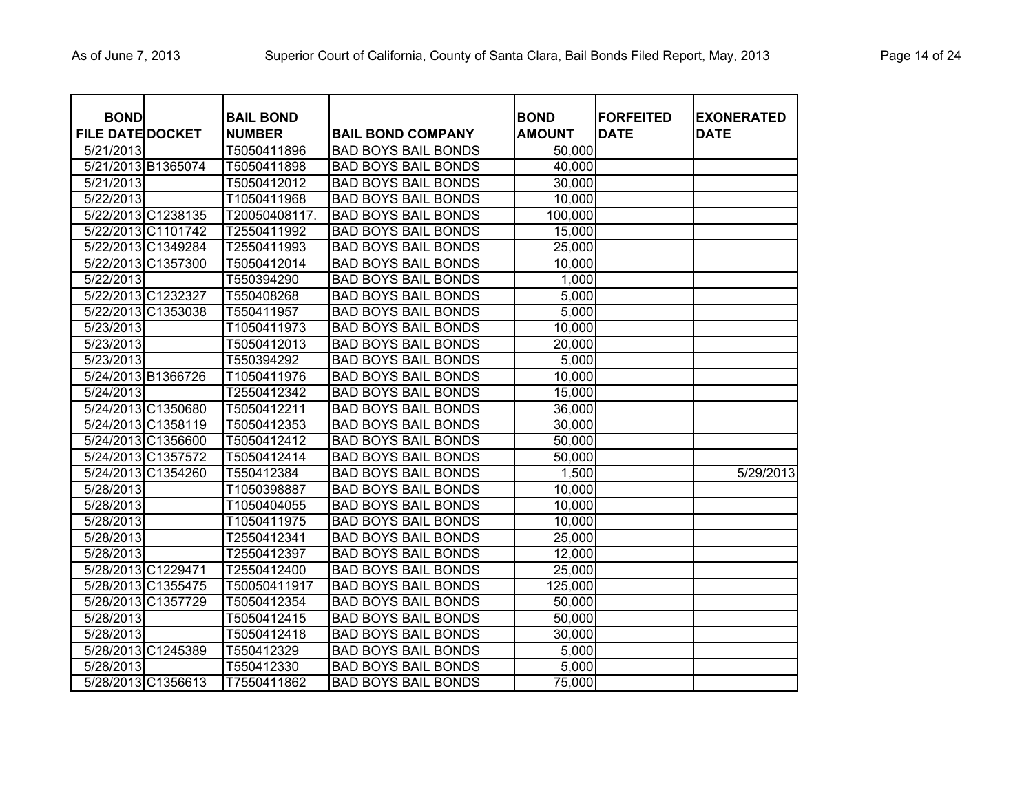| BOND FILE DATE | DOCKET | BAIL BOND NUMBER | BAIL BOND COMPANY | BOND AMOUNT | FORFEITED DATE | EXONERATED DATE |
|---|---|---|---|---|---|---|
| 5/21/2013 | | T5050411896 | BAD BOYS BAIL BONDS | 50,000 | | |
| 5/21/2013 | B1365074 | T5050411898 | BAD BOYS BAIL BONDS | 40,000 | | |
| 5/21/2013 | | T5050412012 | BAD BOYS BAIL BONDS | 30,000 | | |
| 5/22/2013 | | T1050411968 | BAD BOYS BAIL BONDS | 10,000 | | |
| 5/22/2013 | C1238135 | T20050408117. | BAD BOYS BAIL BONDS | 100,000 | | |
| 5/22/2013 | C1101742 | T2550411992 | BAD BOYS BAIL BONDS | 15,000 | | |
| 5/22/2013 | C1349284 | T2550411993 | BAD BOYS BAIL BONDS | 25,000 | | |
| 5/22/2013 | C1357300 | T5050412014 | BAD BOYS BAIL BONDS | 10,000 | | |
| 5/22/2013 | | T550394290 | BAD BOYS BAIL BONDS | 1,000 | | |
| 5/22/2013 | C1232327 | T550408268 | BAD BOYS BAIL BONDS | 5,000 | | |
| 5/22/2013 | C1353038 | T550411957 | BAD BOYS BAIL BONDS | 5,000 | | |
| 5/23/2013 | | T1050411973 | BAD BOYS BAIL BONDS | 10,000 | | |
| 5/23/2013 | | T5050412013 | BAD BOYS BAIL BONDS | 20,000 | | |
| 5/23/2013 | | T550394292 | BAD BOYS BAIL BONDS | 5,000 | | |
| 5/24/2013 | B1366726 | T1050411976 | BAD BOYS BAIL BONDS | 10,000 | | |
| 5/24/2013 | | T2550412342 | BAD BOYS BAIL BONDS | 15,000 | | |
| 5/24/2013 | C1350680 | T5050412211 | BAD BOYS BAIL BONDS | 36,000 | | |
| 5/24/2013 | C1358119 | T5050412353 | BAD BOYS BAIL BONDS | 30,000 | | |
| 5/24/2013 | C1356600 | T5050412412 | BAD BOYS BAIL BONDS | 50,000 | | |
| 5/24/2013 | C1357572 | T5050412414 | BAD BOYS BAIL BONDS | 50,000 | | |
| 5/24/2013 | C1354260 | T550412384 | BAD BOYS BAIL BONDS | 1,500 | | 5/29/2013 |
| 5/28/2013 | | T1050398887 | BAD BOYS BAIL BONDS | 10,000 | | |
| 5/28/2013 | | T1050404055 | BAD BOYS BAIL BONDS | 10,000 | | |
| 5/28/2013 | | T1050411975 | BAD BOYS BAIL BONDS | 10,000 | | |
| 5/28/2013 | | T2550412341 | BAD BOYS BAIL BONDS | 25,000 | | |
| 5/28/2013 | | T2550412397 | BAD BOYS BAIL BONDS | 12,000 | | |
| 5/28/2013 | C1229471 | T2550412400 | BAD BOYS BAIL BONDS | 25,000 | | |
| 5/28/2013 | C1355475 | T50050411917 | BAD BOYS BAIL BONDS | 125,000 | | |
| 5/28/2013 | C1357729 | T5050412354 | BAD BOYS BAIL BONDS | 50,000 | | |
| 5/28/2013 | | T5050412415 | BAD BOYS BAIL BONDS | 50,000 | | |
| 5/28/2013 | | T5050412418 | BAD BOYS BAIL BONDS | 30,000 | | |
| 5/28/2013 | C1245389 | T550412329 | BAD BOYS BAIL BONDS | 5,000 | | |
| 5/28/2013 | | T550412330 | BAD BOYS BAIL BONDS | 5,000 | | |
| 5/28/2013 | C1356613 | T7550411862 | BAD BOYS BAIL BONDS | 75,000 | | |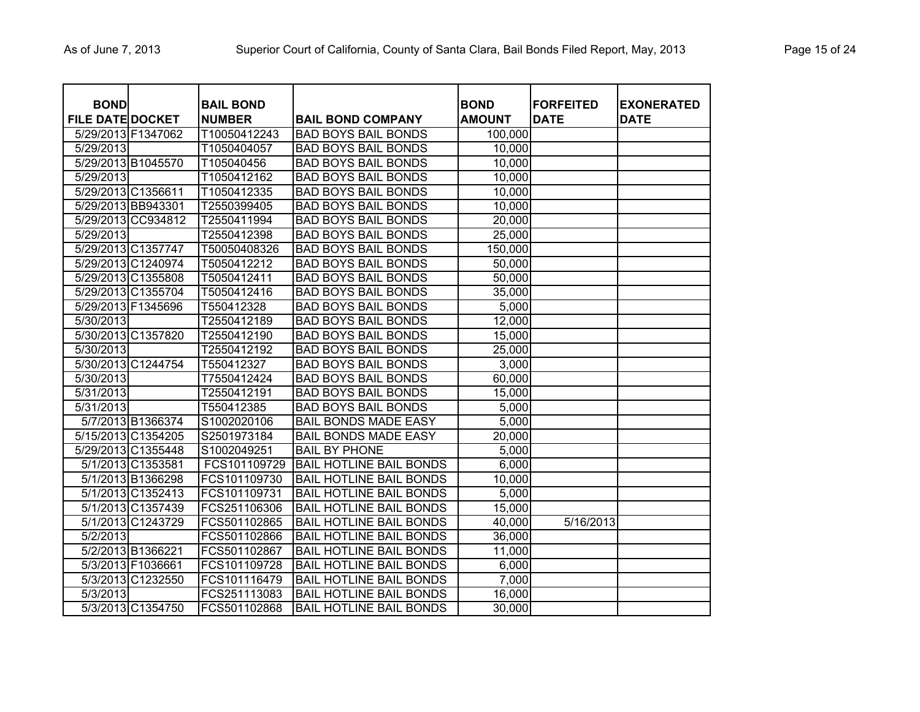| BOND FILE DATE | DOCKET | BAIL BOND NUMBER | BAIL BOND COMPANY | BOND AMOUNT | FORFEITED DATE | EXONERATED DATE |
|---|---|---|---|---|---|---|
| 5/29/2013 | F1347062 | T10050412243 | BAD BOYS BAIL BONDS | 100,000 | | |
| 5/29/2013 | | T1050404057 | BAD BOYS BAIL BONDS | 10,000 | | |
| 5/29/2013 | B1045570 | T105040456 | BAD BOYS BAIL BONDS | 10,000 | | |
| 5/29/2013 | | T1050412162 | BAD BOYS BAIL BONDS | 10,000 | | |
| 5/29/2013 | C1356611 | T1050412335 | BAD BOYS BAIL BONDS | 10,000 | | |
| 5/29/2013 | BB943301 | T2550399405 | BAD BOYS BAIL BONDS | 10,000 | | |
| 5/29/2013 | CC934812 | T2550411994 | BAD BOYS BAIL BONDS | 20,000 | | |
| 5/29/2013 | | T2550412398 | BAD BOYS BAIL BONDS | 25,000 | | |
| 5/29/2013 | C1357747 | T50050408326 | BAD BOYS BAIL BONDS | 150,000 | | |
| 5/29/2013 | C1240974 | T5050412212 | BAD BOYS BAIL BONDS | 50,000 | | |
| 5/29/2013 | C1355808 | T5050412411 | BAD BOYS BAIL BONDS | 50,000 | | |
| 5/29/2013 | C1355704 | T5050412416 | BAD BOYS BAIL BONDS | 35,000 | | |
| 5/29/2013 | F1345696 | T550412328 | BAD BOYS BAIL BONDS | 5,000 | | |
| 5/30/2013 | | T2550412189 | BAD BOYS BAIL BONDS | 12,000 | | |
| 5/30/2013 | C1357820 | T2550412190 | BAD BOYS BAIL BONDS | 15,000 | | |
| 5/30/2013 | | T2550412192 | BAD BOYS BAIL BONDS | 25,000 | | |
| 5/30/2013 | C1244754 | T550412327 | BAD BOYS BAIL BONDS | 3,000 | | |
| 5/30/2013 | | T7550412424 | BAD BOYS BAIL BONDS | 60,000 | | |
| 5/31/2013 | | T2550412191 | BAD BOYS BAIL BONDS | 15,000 | | |
| 5/31/2013 | | T550412385 | BAD BOYS BAIL BONDS | 5,000 | | |
| 5/7/2013 | B1366374 | S1002020106 | BAIL BONDS MADE EASY | 5,000 | | |
| 5/15/2013 | C1354205 | S2501973184 | BAIL BONDS MADE EASY | 20,000 | | |
| 5/29/2013 | C1355448 | S1002049251 | BAIL BY PHONE | 5,000 | | |
| 5/1/2013 | C1353581 | FCS101109729 | BAIL HOTLINE BAIL BONDS | 6,000 | | |
| 5/1/2013 | B1366298 | FCS101109730 | BAIL HOTLINE BAIL BONDS | 10,000 | | |
| 5/1/2013 | C1352413 | FCS101109731 | BAIL HOTLINE BAIL BONDS | 5,000 | | |
| 5/1/2013 | C1357439 | FCS251106306 | BAIL HOTLINE BAIL BONDS | 15,000 | | |
| 5/1/2013 | C1243729 | FCS501102865 | BAIL HOTLINE BAIL BONDS | 40,000 | 5/16/2013 | |
| 5/2/2013 | | FCS501102866 | BAIL HOTLINE BAIL BONDS | 36,000 | | |
| 5/2/2013 | B1366221 | FCS501102867 | BAIL HOTLINE BAIL BONDS | 11,000 | | |
| 5/3/2013 | F1036661 | FCS101109728 | BAIL HOTLINE BAIL BONDS | 6,000 | | |
| 5/3/2013 | C1232550 | FCS101116479 | BAIL HOTLINE BAIL BONDS | 7,000 | | |
| 5/3/2013 | | FCS251113083 | BAIL HOTLINE BAIL BONDS | 16,000 | | |
| 5/3/2013 | C1354750 | FCS501102868 | BAIL HOTLINE BAIL BONDS | 30,000 | | |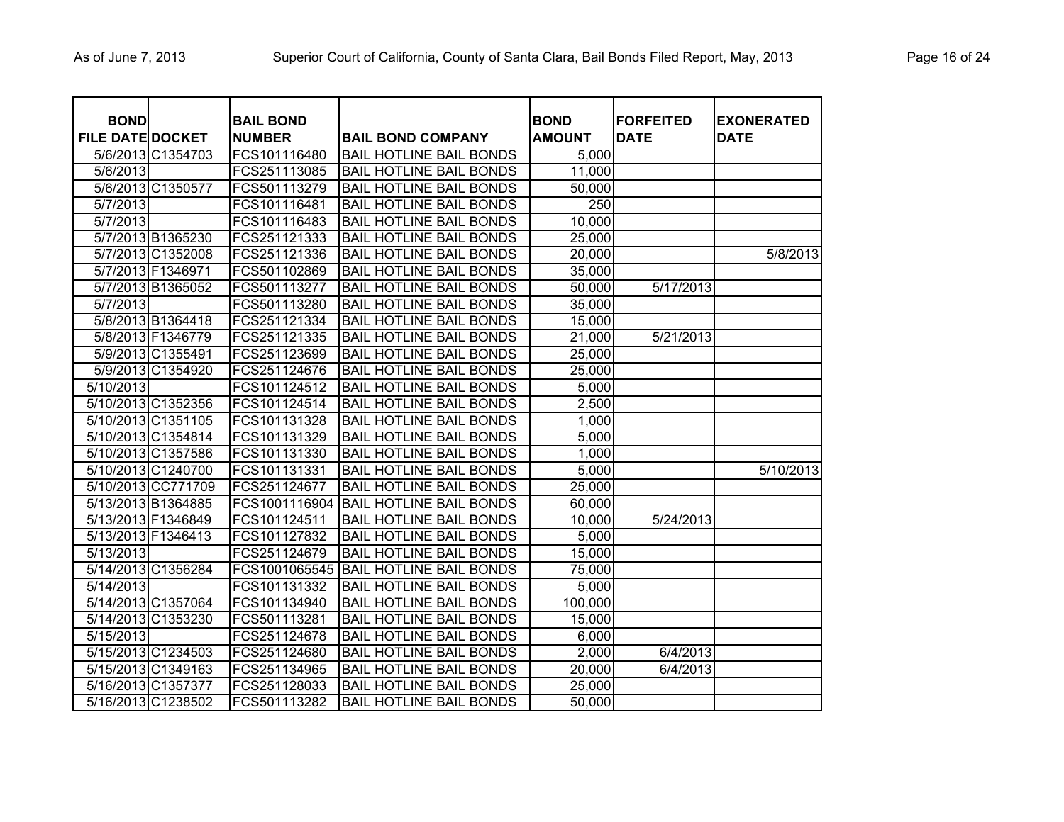| BOND FILE DATE | DOCKET | BAIL BOND NUMBER | BAIL BOND COMPANY | BOND AMOUNT | FORFEITED DATE | EXONERATED DATE |
|---|---|---|---|---|---|---|
| 5/6/2013 | C1354703 | FCS101116480 | BAIL HOTLINE BAIL BONDS | 5,000 | | |
| 5/6/2013 | | FCS251113085 | BAIL HOTLINE BAIL BONDS | 11,000 | | |
| 5/6/2013 | C1350577 | FCS501113279 | BAIL HOTLINE BAIL BONDS | 50,000 | | |
| 5/7/2013 | | FCS101116481 | BAIL HOTLINE BAIL BONDS | 250 | | |
| 5/7/2013 | | FCS101116483 | BAIL HOTLINE BAIL BONDS | 10,000 | | |
| 5/7/2013 | B1365230 | FCS251121333 | BAIL HOTLINE BAIL BONDS | 25,000 | | |
| 5/7/2013 | C1352008 | FCS251121336 | BAIL HOTLINE BAIL BONDS | 20,000 | | 5/8/2013 |
| 5/7/2013 | F1346971 | FCS501102869 | BAIL HOTLINE BAIL BONDS | 35,000 | | |
| 5/7/2013 | B1365052 | FCS501113277 | BAIL HOTLINE BAIL BONDS | 50,000 | 5/17/2013 | |
| 5/7/2013 | | FCS501113280 | BAIL HOTLINE BAIL BONDS | 35,000 | | |
| 5/8/2013 | B1364418 | FCS251121334 | BAIL HOTLINE BAIL BONDS | 15,000 | | |
| 5/8/2013 | F1346779 | FCS251121335 | BAIL HOTLINE BAIL BONDS | 21,000 | 5/21/2013 | |
| 5/9/2013 | C1355491 | FCS251123699 | BAIL HOTLINE BAIL BONDS | 25,000 | | |
| 5/9/2013 | C1354920 | FCS251124676 | BAIL HOTLINE BAIL BONDS | 25,000 | | |
| 5/10/2013 | | FCS101124512 | BAIL HOTLINE BAIL BONDS | 5,000 | | |
| 5/10/2013 | C1352356 | FCS101124514 | BAIL HOTLINE BAIL BONDS | 2,500 | | |
| 5/10/2013 | C1351105 | FCS101131328 | BAIL HOTLINE BAIL BONDS | 1,000 | | |
| 5/10/2013 | C1354814 | FCS101131329 | BAIL HOTLINE BAIL BONDS | 5,000 | | |
| 5/10/2013 | C1357586 | FCS101131330 | BAIL HOTLINE BAIL BONDS | 1,000 | | |
| 5/10/2013 | C1240700 | FCS101131331 | BAIL HOTLINE BAIL BONDS | 5,000 | | 5/10/2013 |
| 5/10/2013 | CC771709 | FCS251124677 | BAIL HOTLINE BAIL BONDS | 25,000 | | |
| 5/13/2013 | B1364885 | FCS1001116904 | BAIL HOTLINE BAIL BONDS | 60,000 | | |
| 5/13/2013 | F1346849 | FCS101124511 | BAIL HOTLINE BAIL BONDS | 10,000 | 5/24/2013 | |
| 5/13/2013 | F1346413 | FCS101127832 | BAIL HOTLINE BAIL BONDS | 5,000 | | |
| 5/13/2013 | | FCS251124679 | BAIL HOTLINE BAIL BONDS | 15,000 | | |
| 5/14/2013 | C1356284 | FCS1001065545 | BAIL HOTLINE BAIL BONDS | 75,000 | | |
| 5/14/2013 | | FCS101131332 | BAIL HOTLINE BAIL BONDS | 5,000 | | |
| 5/14/2013 | C1357064 | FCS101134940 | BAIL HOTLINE BAIL BONDS | 100,000 | | |
| 5/14/2013 | C1353230 | FCS501113281 | BAIL HOTLINE BAIL BONDS | 15,000 | | |
| 5/15/2013 | | FCS251124678 | BAIL HOTLINE BAIL BONDS | 6,000 | | |
| 5/15/2013 | C1234503 | FCS251124680 | BAIL HOTLINE BAIL BONDS | 2,000 | 6/4/2013 | |
| 5/15/2013 | C1349163 | FCS251134965 | BAIL HOTLINE BAIL BONDS | 20,000 | 6/4/2013 | |
| 5/16/2013 | C1357377 | FCS251128033 | BAIL HOTLINE BAIL BONDS | 25,000 | | |
| 5/16/2013 | C1238502 | FCS501113282 | BAIL HOTLINE BAIL BONDS | 50,000 | | |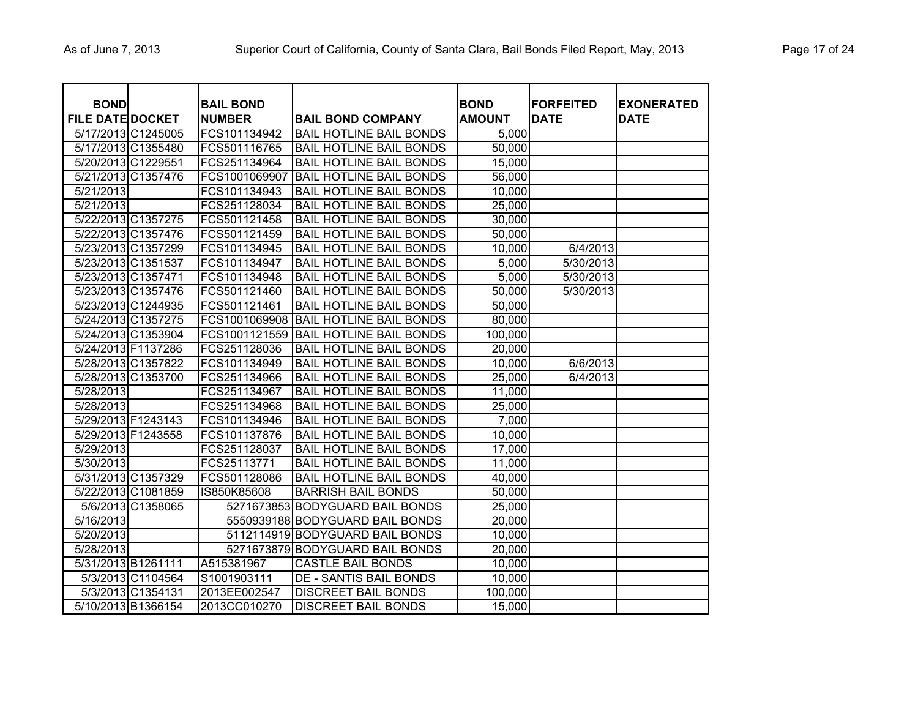| BOND FILE DATE | DOCKET | BAIL BOND NUMBER | BAIL BOND COMPANY | BOND AMOUNT | FORFEITED DATE | EXONERATED DATE |
|---|---|---|---|---|---|---|
| 5/17/2013 | C1245005 | FCS101134942 | BAIL HOTLINE BAIL BONDS | 5,000 | | |
| 5/17/2013 | C1355480 | FCS501116765 | BAIL HOTLINE BAIL BONDS | 50,000 | | |
| 5/20/2013 | C1229551 | FCS251134964 | BAIL HOTLINE BAIL BONDS | 15,000 | | |
| 5/21/2013 | C1357476 | FCS1001069907 | BAIL HOTLINE BAIL BONDS | 56,000 | | |
| 5/21/2013 | | FCS101134943 | BAIL HOTLINE BAIL BONDS | 10,000 | | |
| 5/21/2013 | | FCS251128034 | BAIL HOTLINE BAIL BONDS | 25,000 | | |
| 5/22/2013 | C1357275 | FCS501121458 | BAIL HOTLINE BAIL BONDS | 30,000 | | |
| 5/22/2013 | C1357476 | FCS501121459 | BAIL HOTLINE BAIL BONDS | 50,000 | | |
| 5/23/2013 | C1357299 | FCS101134945 | BAIL HOTLINE BAIL BONDS | 10,000 | 6/4/2013 | |
| 5/23/2013 | C1351537 | FCS101134947 | BAIL HOTLINE BAIL BONDS | 5,000 | 5/30/2013 | |
| 5/23/2013 | C1357471 | FCS101134948 | BAIL HOTLINE BAIL BONDS | 5,000 | 5/30/2013 | |
| 5/23/2013 | C1357476 | FCS501121460 | BAIL HOTLINE BAIL BONDS | 50,000 | 5/30/2013 | |
| 5/23/2013 | C1244935 | FCS501121461 | BAIL HOTLINE BAIL BONDS | 50,000 | | |
| 5/24/2013 | C1357275 | FCS1001069908 | BAIL HOTLINE BAIL BONDS | 80,000 | | |
| 5/24/2013 | C1353904 | FCS1001121559 | BAIL HOTLINE BAIL BONDS | 100,000 | | |
| 5/24/2013 | F1137286 | FCS251128036 | BAIL HOTLINE BAIL BONDS | 20,000 | | |
| 5/28/2013 | C1357822 | FCS101134949 | BAIL HOTLINE BAIL BONDS | 10,000 | 6/6/2013 | |
| 5/28/2013 | C1353700 | FCS251134966 | BAIL HOTLINE BAIL BONDS | 25,000 | 6/4/2013 | |
| 5/28/2013 | | FCS251134967 | BAIL HOTLINE BAIL BONDS | 11,000 | | |
| 5/28/2013 | | FCS251134968 | BAIL HOTLINE BAIL BONDS | 25,000 | | |
| 5/29/2013 | F1243143 | FCS101134946 | BAIL HOTLINE BAIL BONDS | 7,000 | | |
| 5/29/2013 | F1243558 | FCS101137876 | BAIL HOTLINE BAIL BONDS | 10,000 | | |
| 5/29/2013 | | FCS251128037 | BAIL HOTLINE BAIL BONDS | 17,000 | | |
| 5/30/2013 | | FCS25113771 | BAIL HOTLINE BAIL BONDS | 11,000 | | |
| 5/31/2013 | C1357329 | FCS501128086 | BAIL HOTLINE BAIL BONDS | 40,000 | | |
| 5/22/2013 | C1081859 | IS850K85608 | BARRISH BAIL BONDS | 50,000 | | |
| 5/6/2013 | C1358065 | 5271673853 | BODYGUARD BAIL BONDS | 25,000 | | |
| 5/16/2013 | | 5550939188 | BODYGUARD BAIL BONDS | 20,000 | | |
| 5/20/2013 | | 5112114919 | BODYGUARD BAIL BONDS | 10,000 | | |
| 5/28/2013 | | 5271673879 | BODYGUARD BAIL BONDS | 20,000 | | |
| 5/31/2013 | B1261111 | A515381967 | CASTLE BAIL BONDS | 10,000 | | |
| 5/3/2013 | C1104564 | S1001903111 | DE - SANTIS BAIL BONDS | 10,000 | | |
| 5/3/2013 | C1354131 | 2013EE002547 | DISCREET BAIL BONDS | 100,000 | | |
| 5/10/2013 | B1366154 | 2013CC010270 | DISCREET BAIL BONDS | 15,000 | | |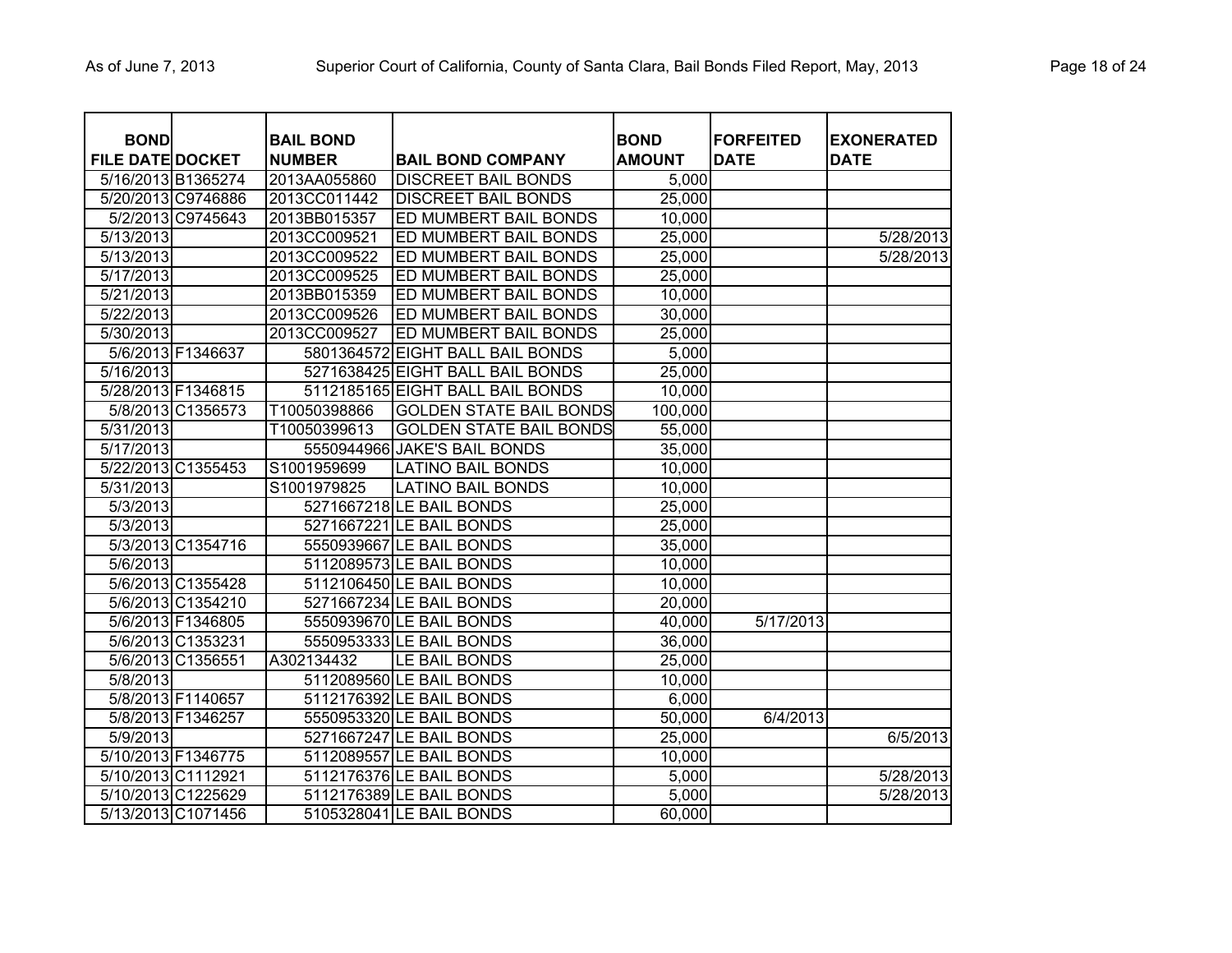| BOND FILE DATE | DOCKET | BAIL BOND NUMBER | BAIL BOND COMPANY | BOND AMOUNT | FORFEITED DATE | EXONERATED DATE |
|---|---|---|---|---|---|---|
| 5/16/2013 | B1365274 | 2013AA055860 | DISCREET BAIL BONDS | 5,000 | | |
| 5/20/2013 | C9746886 | 2013CC011442 | DISCREET BAIL BONDS | 25,000 | | |
| 5/2/2013 | C9745643 | 2013BB015357 | ED MUMBERT BAIL BONDS | 10,000 | | |
| 5/13/2013 | | 2013CC009521 | ED MUMBERT BAIL BONDS | 25,000 | | 5/28/2013 |
| 5/13/2013 | | 2013CC009522 | ED MUMBERT BAIL BONDS | 25,000 | | 5/28/2013 |
| 5/17/2013 | | 2013CC009525 | ED MUMBERT BAIL BONDS | 25,000 | | |
| 5/21/2013 | | 2013BB015359 | ED MUMBERT BAIL BONDS | 10,000 | | |
| 5/22/2013 | | 2013CC009526 | ED MUMBERT BAIL BONDS | 30,000 | | |
| 5/30/2013 | | 2013CC009527 | ED MUMBERT BAIL BONDS | 25,000 | | |
| 5/6/2013 | F1346637 | 5801364572 | EIGHT BALL BAIL BONDS | 5,000 | | |
| 5/16/2013 | | 5271638425 | EIGHT BALL BAIL BONDS | 25,000 | | |
| 5/28/2013 | F1346815 | 5112185165 | EIGHT BALL BAIL BONDS | 10,000 | | |
| 5/8/2013 | C1356573 | T10050398866 | GOLDEN STATE BAIL BONDS | 100,000 | | |
| 5/31/2013 | | T10050399613 | GOLDEN STATE BAIL BONDS | 55,000 | | |
| 5/17/2013 | | 5550944966 | JAKE'S BAIL BONDS | 35,000 | | |
| 5/22/2013 | C1355453 | S1001959699 | LATINO BAIL BONDS | 10,000 | | |
| 5/31/2013 | | S1001979825 | LATINO BAIL BONDS | 10,000 | | |
| 5/3/2013 | | 5271667218 | LE BAIL BONDS | 25,000 | | |
| 5/3/2013 | | 5271667221 | LE BAIL BONDS | 25,000 | | |
| 5/3/2013 | C1354716 | 5550939667 | LE BAIL BONDS | 35,000 | | |
| 5/6/2013 | | 5112089573 | LE BAIL BONDS | 10,000 | | |
| 5/6/2013 | C1355428 | 5112106450 | LE BAIL BONDS | 10,000 | | |
| 5/6/2013 | C1354210 | 5271667234 | LE BAIL BONDS | 20,000 | | |
| 5/6/2013 | F1346805 | 5550939670 | LE BAIL BONDS | 40,000 | 5/17/2013 | |
| 5/6/2013 | C1353231 | 5550953333 | LE BAIL BONDS | 36,000 | | |
| 5/6/2013 | C1356551 | A302134432 | LE BAIL BONDS | 25,000 | | |
| 5/8/2013 | | 5112089560 | LE BAIL BONDS | 10,000 | | |
| 5/8/2013 | F1140657 | 5112176392 | LE BAIL BONDS | 6,000 | | |
| 5/8/2013 | F1346257 | 5550953320 | LE BAIL BONDS | 50,000 | 6/4/2013 | |
| 5/9/2013 | | 5271667247 | LE BAIL BONDS | 25,000 | | 6/5/2013 |
| 5/10/2013 | F1346775 | 5112089557 | LE BAIL BONDS | 10,000 | | |
| 5/10/2013 | C1112921 | 5112176376 | LE BAIL BONDS | 5,000 | | 5/28/2013 |
| 5/10/2013 | C1225629 | 5112176389 | LE BAIL BONDS | 5,000 | | 5/28/2013 |
| 5/13/2013 | C1071456 | 5105328041 | LE BAIL BONDS | 60,000 | | |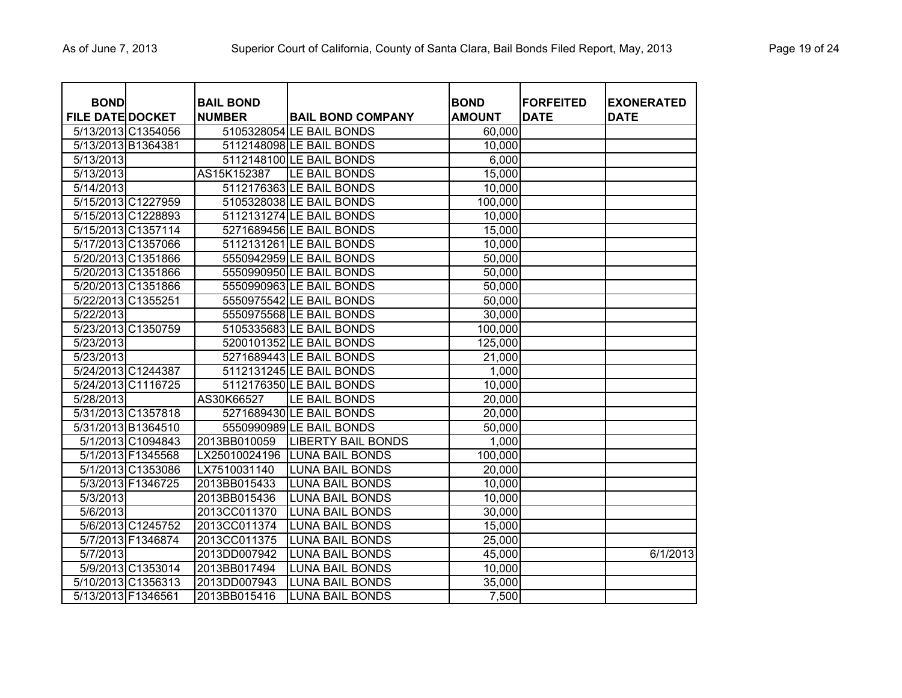| BOND FILE DATE | DOCKET | BAIL BOND NUMBER | BAIL BOND COMPANY | BOND AMOUNT | FORFEITED DATE | EXONERATED DATE |
|---|---|---|---|---|---|---|
| 5/13/2013 | C1354056 | 5105328054 | LE BAIL BONDS | 60,000 | | |
| 5/13/2013 | B1364381 | 5112148098 | LE BAIL BONDS | 10,000 | | |
| 5/13/2013 | | 5112148100 | LE BAIL BONDS | 6,000 | | |
| 5/13/2013 | | AS15K152387 | LE BAIL BONDS | 15,000 | | |
| 5/14/2013 | | 5112176363 | LE BAIL BONDS | 10,000 | | |
| 5/15/2013 | C1227959 | 5105328038 | LE BAIL BONDS | 100,000 | | |
| 5/15/2013 | C1228893 | 5112131274 | LE BAIL BONDS | 10,000 | | |
| 5/15/2013 | C1357114 | 5271689456 | LE BAIL BONDS | 15,000 | | |
| 5/17/2013 | C1357066 | 5112131261 | LE BAIL BONDS | 10,000 | | |
| 5/20/2013 | C1351866 | 5550942959 | LE BAIL BONDS | 50,000 | | |
| 5/20/2013 | C1351866 | 5550990950 | LE BAIL BONDS | 50,000 | | |
| 5/20/2013 | C1351866 | 5550990963 | LE BAIL BONDS | 50,000 | | |
| 5/22/2013 | C1355251 | 5550975542 | LE BAIL BONDS | 50,000 | | |
| 5/22/2013 | | 5550975568 | LE BAIL BONDS | 30,000 | | |
| 5/23/2013 | C1350759 | 5105335683 | LE BAIL BONDS | 100,000 | | |
| 5/23/2013 | | 5200101352 | LE BAIL BONDS | 125,000 | | |
| 5/23/2013 | | 5271689443 | LE BAIL BONDS | 21,000 | | |
| 5/24/2013 | C1244387 | 5112131245 | LE BAIL BONDS | 1,000 | | |
| 5/24/2013 | C1116725 | 5112176350 | LE BAIL BONDS | 10,000 | | |
| 5/28/2013 | | AS30K66527 | LE BAIL BONDS | 20,000 | | |
| 5/31/2013 | C1357818 | 5271689430 | LE BAIL BONDS | 20,000 | | |
| 5/31/2013 | B1364510 | 5550990989 | LE BAIL BONDS | 50,000 | | |
| 5/1/2013 | C1094843 | 2013BB010059 | LIBERTY BAIL BONDS | 1,000 | | |
| 5/1/2013 | F1345568 | LX25010024196 | LUNA BAIL BONDS | 100,000 | | |
| 5/1/2013 | C1353086 | LX7510031140 | LUNA BAIL BONDS | 20,000 | | |
| 5/3/2013 | F1346725 | 2013BB015433 | LUNA BAIL BONDS | 10,000 | | |
| 5/3/2013 | | 2013BB015436 | LUNA BAIL BONDS | 10,000 | | |
| 5/6/2013 | | 2013CC011370 | LUNA BAIL BONDS | 30,000 | | |
| 5/6/2013 | C1245752 | 2013CC011374 | LUNA BAIL BONDS | 15,000 | | |
| 5/7/2013 | F1346874 | 2013CC011375 | LUNA BAIL BONDS | 25,000 | | |
| 5/7/2013 | | 2013DD007942 | LUNA BAIL BONDS | 45,000 | | 6/1/2013 |
| 5/9/2013 | C1353014 | 2013BB017494 | LUNA BAIL BONDS | 10,000 | | |
| 5/10/2013 | C1356313 | 2013DD007943 | LUNA BAIL BONDS | 35,000 | | |
| 5/13/2013 | F1346561 | 2013BB015416 | LUNA BAIL BONDS | 7,500 | | |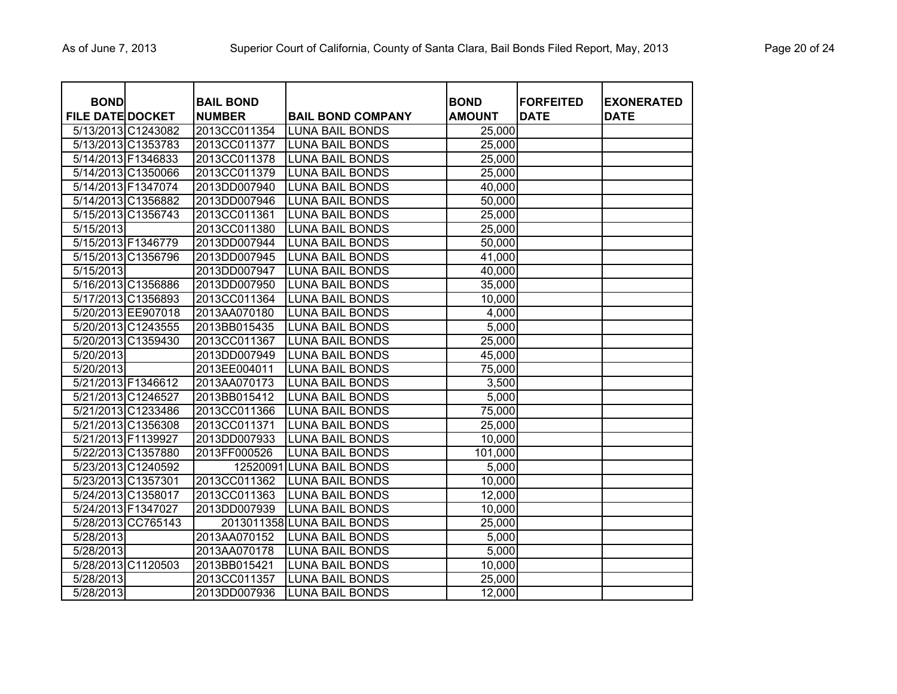| BOND FILE DATE | DOCKET | BAIL BOND NUMBER | BAIL BOND COMPANY | BOND AMOUNT | FORFEITED DATE | EXONERATED DATE |
|---|---|---|---|---|---|---|
| 5/13/2013 | C1243082 | 2013CC011354 | LUNA BAIL BONDS | 25,000 | | |
| 5/13/2013 | C1353783 | 2013CC011377 | LUNA BAIL BONDS | 25,000 | | |
| 5/14/2013 | F1346833 | 2013CC011378 | LUNA BAIL BONDS | 25,000 | | |
| 5/14/2013 | C1350066 | 2013CC011379 | LUNA BAIL BONDS | 25,000 | | |
| 5/14/2013 | F1347074 | 2013DD007940 | LUNA BAIL BONDS | 40,000 | | |
| 5/14/2013 | C1356882 | 2013DD007946 | LUNA BAIL BONDS | 50,000 | | |
| 5/15/2013 | C1356743 | 2013CC011361 | LUNA BAIL BONDS | 25,000 | | |
| 5/15/2013 | | 2013CC011380 | LUNA BAIL BONDS | 25,000 | | |
| 5/15/2013 | F1346779 | 2013DD007944 | LUNA BAIL BONDS | 50,000 | | |
| 5/15/2013 | C1356796 | 2013DD007945 | LUNA BAIL BONDS | 41,000 | | |
| 5/15/2013 | | 2013DD007947 | LUNA BAIL BONDS | 40,000 | | |
| 5/16/2013 | C1356886 | 2013DD007950 | LUNA BAIL BONDS | 35,000 | | |
| 5/17/2013 | C1356893 | 2013CC011364 | LUNA BAIL BONDS | 10,000 | | |
| 5/20/2013 | EE907018 | 2013AA070180 | LUNA BAIL BONDS | 4,000 | | |
| 5/20/2013 | C1243555 | 2013BB015435 | LUNA BAIL BONDS | 5,000 | | |
| 5/20/2013 | C1359430 | 2013CC011367 | LUNA BAIL BONDS | 25,000 | | |
| 5/20/2013 | | 2013DD007949 | LUNA BAIL BONDS | 45,000 | | |
| 5/20/2013 | | 2013EE004011 | LUNA BAIL BONDS | 75,000 | | |
| 5/21/2013 | F1346612 | 2013AA070173 | LUNA BAIL BONDS | 3,500 | | |
| 5/21/2013 | C1246527 | 2013BB015412 | LUNA BAIL BONDS | 5,000 | | |
| 5/21/2013 | C1233486 | 2013CC011366 | LUNA BAIL BONDS | 75,000 | | |
| 5/21/2013 | C1356308 | 2013CC011371 | LUNA BAIL BONDS | 25,000 | | |
| 5/21/2013 | F1139927 | 2013DD007933 | LUNA BAIL BONDS | 10,000 | | |
| 5/22/2013 | C1357880 | 2013FF000526 | LUNA BAIL BONDS | 101,000 | | |
| 5/23/2013 | C1240592 | 12520091 | LUNA BAIL BONDS | 5,000 | | |
| 5/23/2013 | C1357301 | 2013CC011362 | LUNA BAIL BONDS | 10,000 | | |
| 5/24/2013 | C1358017 | 2013CC011363 | LUNA BAIL BONDS | 12,000 | | |
| 5/24/2013 | F1347027 | 2013DD007939 | LUNA BAIL BONDS | 10,000 | | |
| 5/28/2013 | CC765143 | 2013011358 | LUNA BAIL BONDS | 25,000 | | |
| 5/28/2013 | | 2013AA070152 | LUNA BAIL BONDS | 5,000 | | |
| 5/28/2013 | | 2013AA070178 | LUNA BAIL BONDS | 5,000 | | |
| 5/28/2013 | C1120503 | 2013BB015421 | LUNA BAIL BONDS | 10,000 | | |
| 5/28/2013 | | 2013CC011357 | LUNA BAIL BONDS | 25,000 | | |
| 5/28/2013 | | 2013DD007936 | LUNA BAIL BONDS | 12,000 | | |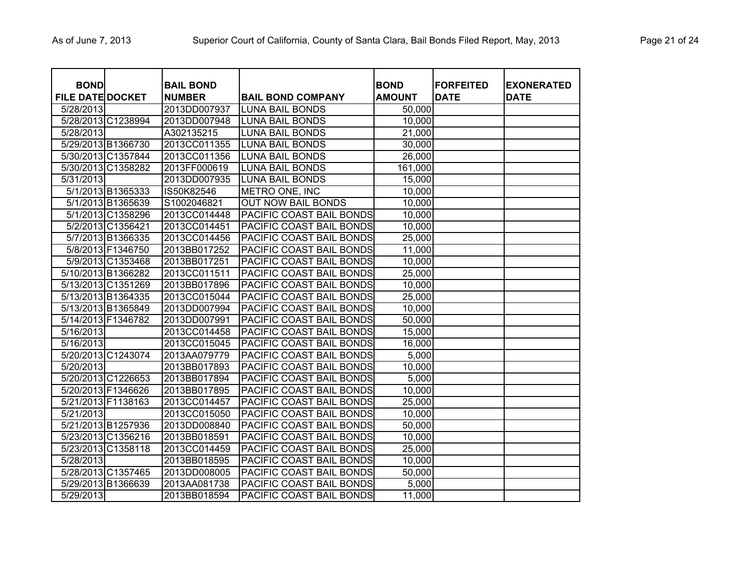| BOND FILE DATE | DOCKET | BAIL BOND NUMBER | BAIL BOND COMPANY | BOND AMOUNT | FORFEITED DATE | EXONERATED DATE |
|---|---|---|---|---|---|---|
| 5/28/2013 | | 2013DD007937 | LUNA BAIL BONDS | 50,000 | | |
| 5/28/2013 | C1238994 | 2013DD007948 | LUNA BAIL BONDS | 10,000 | | |
| 5/28/2013 | | A302135215 | LUNA BAIL BONDS | 21,000 | | |
| 5/29/2013 | B1366730 | 2013CC011355 | LUNA BAIL BONDS | 30,000 | | |
| 5/30/2013 | C1357844 | 2013CC011356 | LUNA BAIL BONDS | 26,000 | | |
| 5/30/2013 | C1358282 | 2013FF000619 | LUNA BAIL BONDS | 161,000 | | |
| 5/31/2013 | | 2013DD007935 | LUNA BAIL BONDS | 15,000 | | |
| 5/1/2013 | B1365333 | IS50K82546 | METRO ONE, INC | 10,000 | | |
| 5/1/2013 | B1365639 | S1002046821 | OUT NOW BAIL BONDS | 10,000 | | |
| 5/1/2013 | C1358296 | 2013CC014448 | PACIFIC COAST BAIL BONDS | 10,000 | | |
| 5/2/2013 | C1356421 | 2013CC014451 | PACIFIC COAST BAIL BONDS | 10,000 | | |
| 5/7/2013 | B1366335 | 2013CC014456 | PACIFIC COAST BAIL BONDS | 25,000 | | |
| 5/8/2013 | F1346750 | 2013BB017252 | PACIFIC COAST BAIL BONDS | 11,000 | | |
| 5/9/2013 | C1353468 | 2013BB017251 | PACIFIC COAST BAIL BONDS | 10,000 | | |
| 5/10/2013 | B1366282 | 2013CC011511 | PACIFIC COAST BAIL BONDS | 25,000 | | |
| 5/13/2013 | C1351269 | 2013BB017896 | PACIFIC COAST BAIL BONDS | 10,000 | | |
| 5/13/2013 | B1364335 | 2013CC015044 | PACIFIC COAST BAIL BONDS | 25,000 | | |
| 5/13/2013 | B1365849 | 2013DD007994 | PACIFIC COAST BAIL BONDS | 10,000 | | |
| 5/14/2013 | F1346782 | 2013DD007991 | PACIFIC COAST BAIL BONDS | 50,000 | | |
| 5/16/2013 | | 2013CC014458 | PACIFIC COAST BAIL BONDS | 15,000 | | |
| 5/16/2013 | | 2013CC015045 | PACIFIC COAST BAIL BONDS | 16,000 | | |
| 5/20/2013 | C1243074 | 2013AA079779 | PACIFIC COAST BAIL BONDS | 5,000 | | |
| 5/20/2013 | | 2013BB017893 | PACIFIC COAST BAIL BONDS | 10,000 | | |
| 5/20/2013 | C1226653 | 2013BB017894 | PACIFIC COAST BAIL BONDS | 5,000 | | |
| 5/20/2013 | F1346626 | 2013BB017895 | PACIFIC COAST BAIL BONDS | 10,000 | | |
| 5/21/2013 | F1138163 | 2013CC014457 | PACIFIC COAST BAIL BONDS | 25,000 | | |
| 5/21/2013 | | 2013CC015050 | PACIFIC COAST BAIL BONDS | 10,000 | | |
| 5/21/2013 | B1257936 | 2013DD008840 | PACIFIC COAST BAIL BONDS | 50,000 | | |
| 5/23/2013 | C1356216 | 2013BB018591 | PACIFIC COAST BAIL BONDS | 10,000 | | |
| 5/23/2013 | C1358118 | 2013CC014459 | PACIFIC COAST BAIL BONDS | 25,000 | | |
| 5/28/2013 | | 2013BB018595 | PACIFIC COAST BAIL BONDS | 10,000 | | |
| 5/28/2013 | C1357465 | 2013DD008005 | PACIFIC COAST BAIL BONDS | 50,000 | | |
| 5/29/2013 | B1366639 | 2013AA081738 | PACIFIC COAST BAIL BONDS | 5,000 | | |
| 5/29/2013 | | 2013BB018594 | PACIFIC COAST BAIL BONDS | 11,000 | | |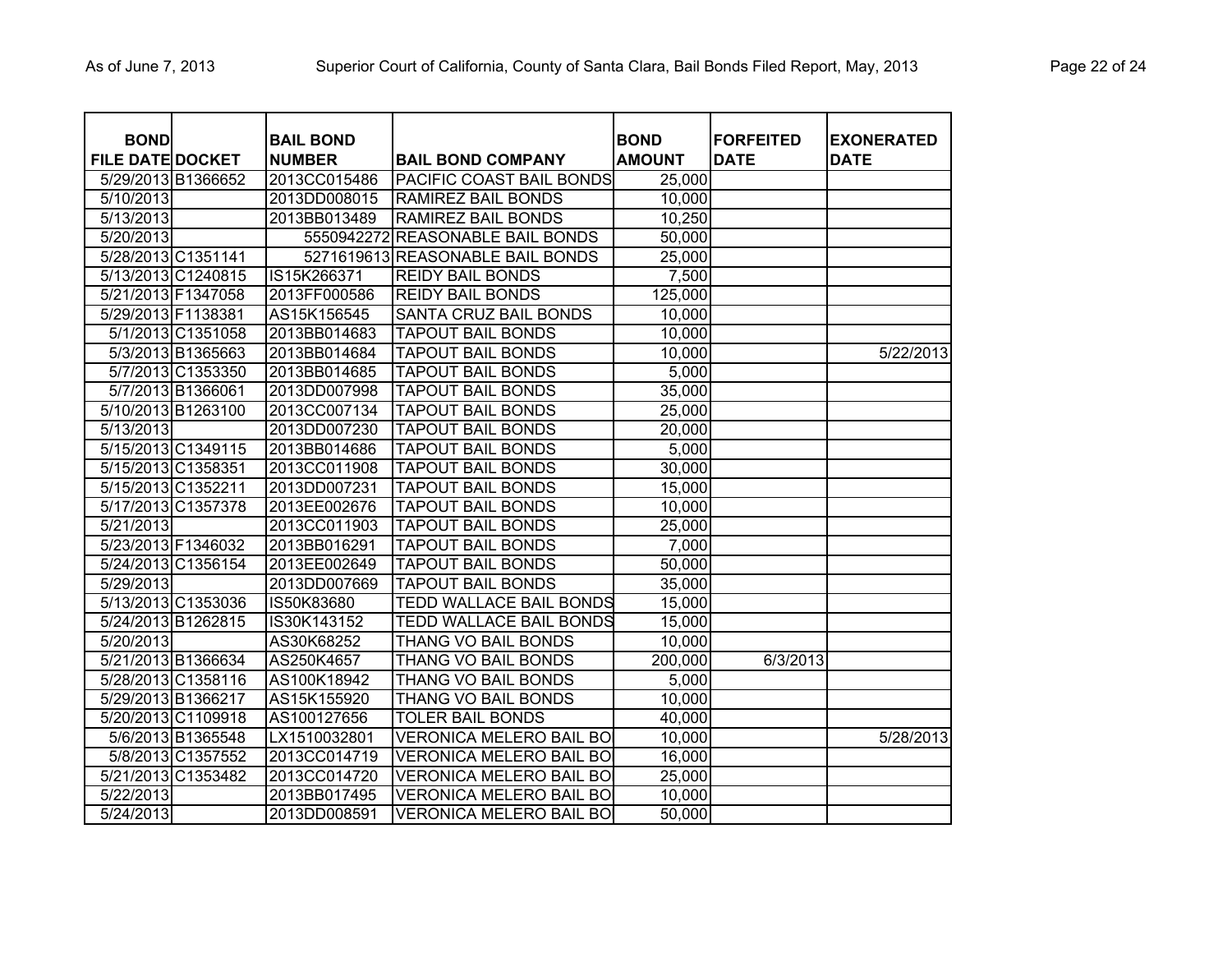| BOND FILE DATE | DOCKET | BAIL BOND NUMBER | BAIL BOND COMPANY | BOND AMOUNT | FORFEITED DATE | EXONERATED DATE |
|---|---|---|---|---|---|---|
| 5/29/2013 | B1366652 | 2013CC015486 | PACIFIC COAST BAIL BONDS | 25,000 | | |
| 5/10/2013 | | 2013DD008015 | RAMIREZ BAIL BONDS | 10,000 | | |
| 5/13/2013 | | 2013BB013489 | RAMIREZ BAIL BONDS | 10,250 | | |
| 5/20/2013 | | 5550942272 | REASONABLE BAIL BONDS | 50,000 | | |
| 5/28/2013 | C1351141 | 5271619613 | REASONABLE BAIL BONDS | 25,000 | | |
| 5/13/2013 | C1240815 | IS15K266371 | REIDY BAIL BONDS | 7,500 | | |
| 5/21/2013 | F1347058 | 2013FF000586 | REIDY BAIL BONDS | 125,000 | | |
| 5/29/2013 | F1138381 | AS15K156545 | SANTA CRUZ BAIL BONDS | 10,000 | | |
| 5/1/2013 | C1351058 | 2013BB014683 | TAPOUT BAIL BONDS | 10,000 | | |
| 5/3/2013 | B1365663 | 2013BB014684 | TAPOUT BAIL BONDS | 10,000 | | 5/22/2013 |
| 5/7/2013 | C1353350 | 2013BB014685 | TAPOUT BAIL BONDS | 5,000 | | |
| 5/7/2013 | B1366061 | 2013DD007998 | TAPOUT BAIL BONDS | 35,000 | | |
| 5/10/2013 | B1263100 | 2013CC007134 | TAPOUT BAIL BONDS | 25,000 | | |
| 5/13/2013 | | 2013DD007230 | TAPOUT BAIL BONDS | 20,000 | | |
| 5/15/2013 | C1349115 | 2013BB014686 | TAPOUT BAIL BONDS | 5,000 | | |
| 5/15/2013 | C1358351 | 2013CC011908 | TAPOUT BAIL BONDS | 30,000 | | |
| 5/15/2013 | C1352211 | 2013DD007231 | TAPOUT BAIL BONDS | 15,000 | | |
| 5/17/2013 | C1357378 | 2013EE002676 | TAPOUT BAIL BONDS | 10,000 | | |
| 5/21/2013 | | 2013CC011903 | TAPOUT BAIL BONDS | 25,000 | | |
| 5/23/2013 | F1346032 | 2013BB016291 | TAPOUT BAIL BONDS | 7,000 | | |
| 5/24/2013 | C1356154 | 2013EE002649 | TAPOUT BAIL BONDS | 50,000 | | |
| 5/29/2013 | | 2013DD007669 | TAPOUT BAIL BONDS | 35,000 | | |
| 5/13/2013 | C1353036 | IS50K83680 | TEDD WALLACE BAIL BONDS | 15,000 | | |
| 5/24/2013 | B1262815 | IS30K143152 | TEDD WALLACE BAIL BONDS | 15,000 | | |
| 5/20/2013 | | AS30K68252 | THANG VO BAIL BONDS | 10,000 | | |
| 5/21/2013 | B1366634 | AS250K4657 | THANG VO BAIL BONDS | 200,000 | 6/3/2013 | |
| 5/28/2013 | C1358116 | AS100K18942 | THANG VO BAIL BONDS | 5,000 | | |
| 5/29/2013 | B1366217 | AS15K155920 | THANG VO BAIL BONDS | 10,000 | | |
| 5/20/2013 | C1109918 | AS100127656 | TOLER BAIL BONDS | 40,000 | | |
| 5/6/2013 | B1365548 | LX1510032801 | VERONICA MELERO BAIL BO | 10,000 | | 5/28/2013 |
| 5/8/2013 | C1357552 | 2013CC014719 | VERONICA MELERO BAIL BO | 16,000 | | |
| 5/21/2013 | C1353482 | 2013CC014720 | VERONICA MELERO BAIL BO | 25,000 | | |
| 5/22/2013 | | 2013BB017495 | VERONICA MELERO BAIL BO | 10,000 | | |
| 5/24/2013 | | 2013DD008591 | VERONICA MELERO BAIL BO | 50,000 | | |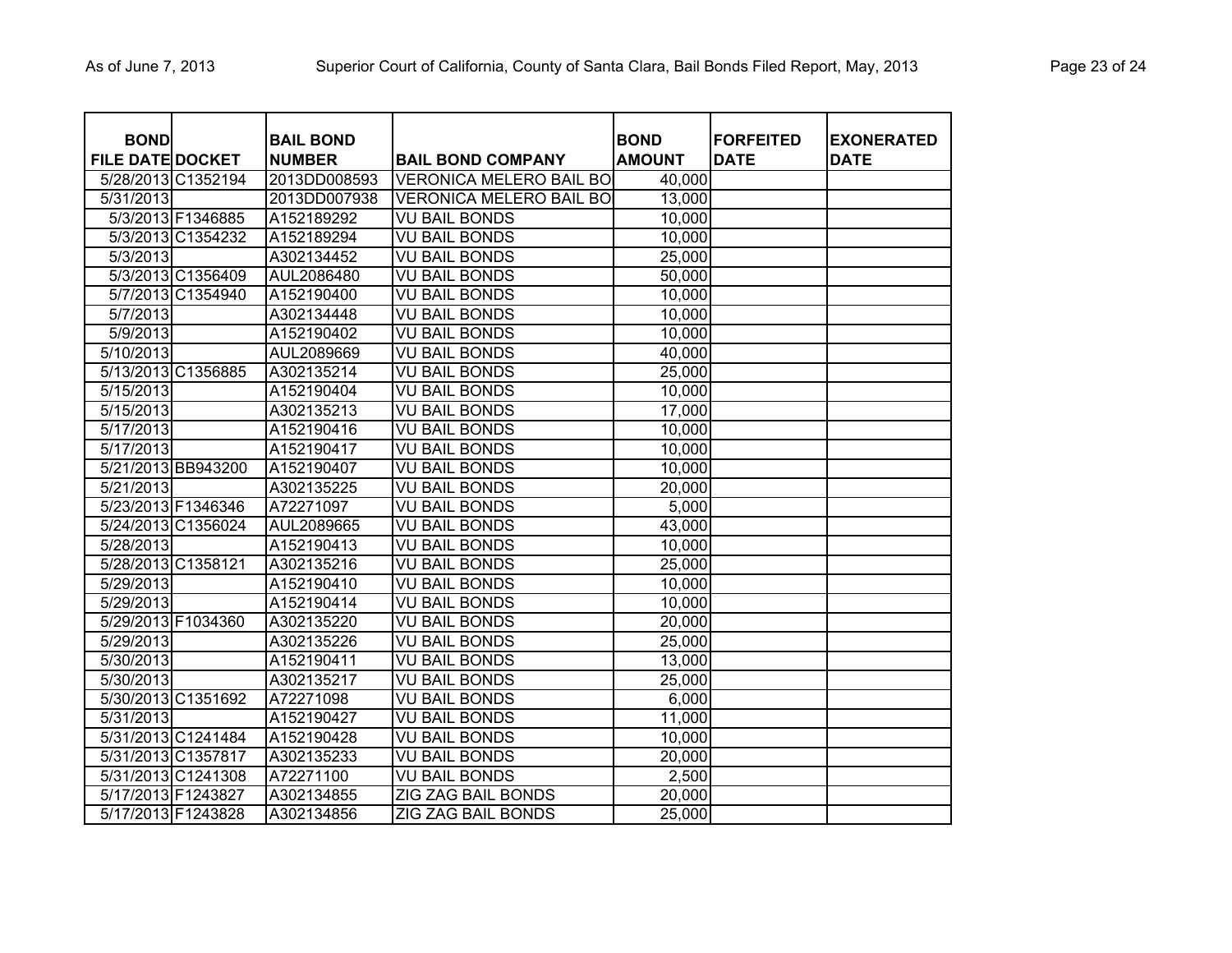| BOND FILE DATE | DOCKET | BAIL BOND NUMBER | BAIL BOND COMPANY | BOND AMOUNT | FORFEITED DATE | EXONERATED DATE |
|---|---|---|---|---|---|---|
| 5/28/2013 | C1352194 | 2013DD008593 | VERONICA MELERO BAIL BO | 40,000 | | |
| 5/31/2013 | | 2013DD007938 | VERONICA MELERO BAIL BO | 13,000 | | |
| 5/3/2013 | F1346885 | A152189292 | VU BAIL BONDS | 10,000 | | |
| 5/3/2013 | C1354232 | A152189294 | VU BAIL BONDS | 10,000 | | |
| 5/3/2013 | | A302134452 | VU BAIL BONDS | 25,000 | | |
| 5/3/2013 | C1356409 | AUL2086480 | VU BAIL BONDS | 50,000 | | |
| 5/7/2013 | C1354940 | A152190400 | VU BAIL BONDS | 10,000 | | |
| 5/7/2013 | | A302134448 | VU BAIL BONDS | 10,000 | | |
| 5/9/2013 | | A152190402 | VU BAIL BONDS | 10,000 | | |
| 5/10/2013 | | AUL2089669 | VU BAIL BONDS | 40,000 | | |
| 5/13/2013 | C1356885 | A302135214 | VU BAIL BONDS | 25,000 | | |
| 5/15/2013 | | A152190404 | VU BAIL BONDS | 10,000 | | |
| 5/15/2013 | | A302135213 | VU BAIL BONDS | 17,000 | | |
| 5/17/2013 | | A152190416 | VU BAIL BONDS | 10,000 | | |
| 5/17/2013 | | A152190417 | VU BAIL BONDS | 10,000 | | |
| 5/21/2013 | BB943200 | A152190407 | VU BAIL BONDS | 10,000 | | |
| 5/21/2013 | | A302135225 | VU BAIL BONDS | 20,000 | | |
| 5/23/2013 | F1346346 | A72271097 | VU BAIL BONDS | 5,000 | | |
| 5/24/2013 | C1356024 | AUL2089665 | VU BAIL BONDS | 43,000 | | |
| 5/28/2013 | | A152190413 | VU BAIL BONDS | 10,000 | | |
| 5/28/2013 | C1358121 | A302135216 | VU BAIL BONDS | 25,000 | | |
| 5/29/2013 | | A152190410 | VU BAIL BONDS | 10,000 | | |
| 5/29/2013 | | A152190414 | VU BAIL BONDS | 10,000 | | |
| 5/29/2013 | F1034360 | A302135220 | VU BAIL BONDS | 20,000 | | |
| 5/29/2013 | | A302135226 | VU BAIL BONDS | 25,000 | | |
| 5/30/2013 | | A152190411 | VU BAIL BONDS | 13,000 | | |
| 5/30/2013 | | A302135217 | VU BAIL BONDS | 25,000 | | |
| 5/30/2013 | C1351692 | A72271098 | VU BAIL BONDS | 6,000 | | |
| 5/31/2013 | | A152190427 | VU BAIL BONDS | 11,000 | | |
| 5/31/2013 | C1241484 | A152190428 | VU BAIL BONDS | 10,000 | | |
| 5/31/2013 | C1357817 | A302135233 | VU BAIL BONDS | 20,000 | | |
| 5/31/2013 | C1241308 | A72271100 | VU BAIL BONDS | 2,500 | | |
| 5/17/2013 | F1243827 | A302134855 | ZIG ZAG BAIL BONDS | 20,000 | | |
| 5/17/2013 | F1243828 | A302134856 | ZIG ZAG BAIL BONDS | 25,000 | | |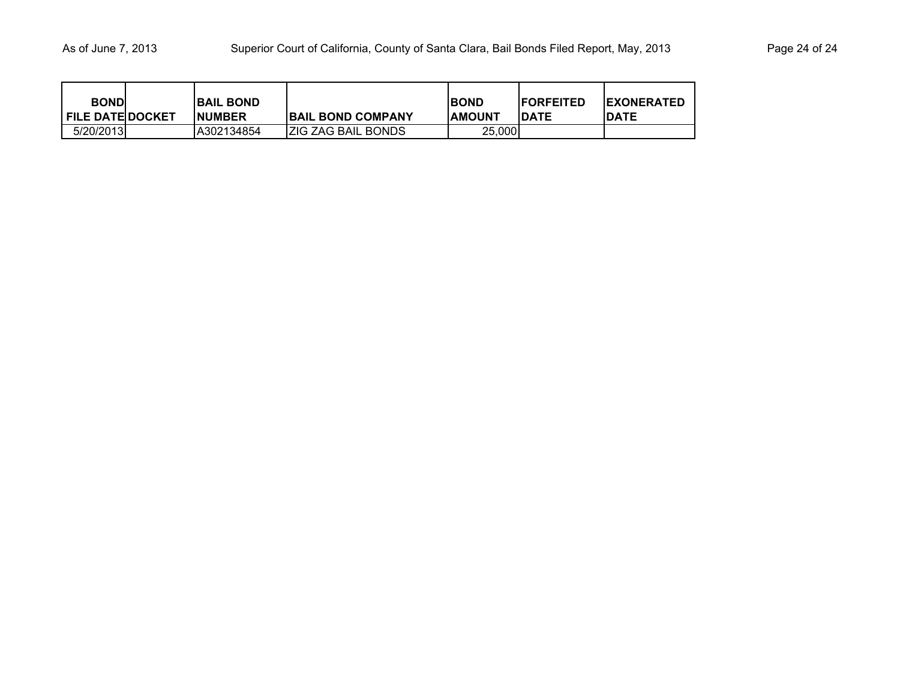| BOND FILE DATE | DOCKET | BAIL BOND NUMBER | BAIL BOND COMPANY | BOND AMOUNT | FORFEITED DATE | EXONERATED DATE |
|---|---|---|---|---|---|---|
| 5/20/2013 | | A302134854 | ZIG ZAG BAIL BONDS | 25,000 | | |